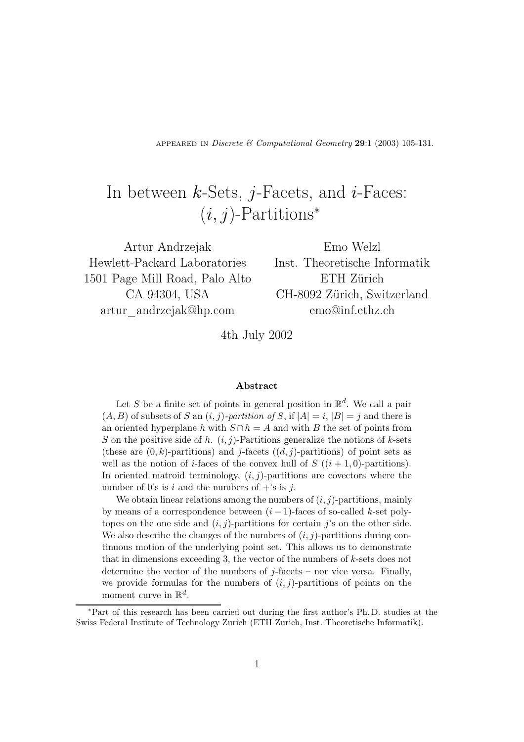APPEARED IN *Discrete & Computational Geometry* **29**:1 (2003) 105-131.

# In between $k$-Sets, $j$-Facets, and $i$-Faces: $(i,j)$-Partitions*

Artur Andrzejak
Hewlett-Packard Laboratories
1501 Page Mill Road, Palo Alto
CA 94304, USA
artur_andrzejak@hp.com

Emo Welzl
Inst. Theoretische Informatik
ETH Zürich
CH-8092 Zürich, Switzerland
emo@inf.ethz.ch

4th July 2002

### Abstract

Let $S$ be a finite set of points in general position in $\mathbb{R}^d$. We call a pair $(A, B)$ of subsets of $S$ an *$(i, j)$-partition of $S$*, if $|A| = i$, $|B| = j$ and there is an oriented hyperplane $h$ with $S \cap h = A$ and with $B$ the set of points from $S$ on the positive side of $h$. $(i, j)$-Partitions generalize the notions of $k$-sets (these are $(0, k)$-partitions) and $j$-facets ($(d, j)$-partitions) of point sets as well as the notion of $i$-faces of the convex hull of $S$ ($(i + 1, 0)$-partitions). In oriented matroid terminology, $(i, j)$-partitions are covectors where the number of 0's is $i$ and the numbers of +'s is $j$.

We obtain linear relations among the numbers of $(i, j)$-partitions, mainly by means of a correspondence between $(i-1)$-faces of so-called $k$-set polytopes on the one side and $(i, j)$-partitions for certain $j$'s on the other side. We also describe the changes of the numbers of $(i, j)$-partitions during continuous motion of the underlying point set. This allows us to demonstrate that in dimensions exceeding 3, the vector of the numbers of $k$-sets does not determine the vector of the numbers of $j$-facets – nor vice versa. Finally, we provide formulas for the numbers of $(i, j)$-partitions of points on the moment curve in $\mathbb{R}^d$.

*Part of this research has been carried out during the first author's Ph. D. studies at the Swiss Federal Institute of Technology Zurich (ETH Zurich, Inst. Theoretische Informatik).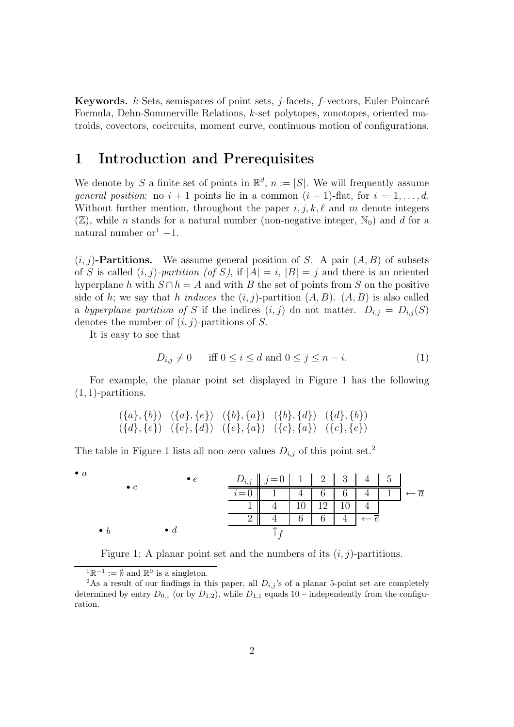**Keywords.** $k$-Sets, semispaces of point sets, $j$-facets, $f$-vectors, Euler-Poincaré Formula, Dehn-Sommerville Relations, $k$-set polytopes, zonotopes, oriented matroids, covectors, cocircuits, moment curve, continuous motion of configurations.

# 1 Introduction and Prerequisites

We denote by $S$ a finite set of points in $\mathbb{R}^d$, $n := |S|$. We will frequently assume *general position*: no $i+1$ points lie in a common $(i-1)$-flat, for $i = 1, \ldots, d$. Without further mention, throughout the paper $i, j, k, \ell$ and $m$ denote integers ($\mathbb{Z}$), while $n$ stands for a natural number (non-negative integer, $\mathbb{N}_0$) and $d$ for a natural number or[1] $-1$.

**$(i, j)$-Partitions.** We assume general position of $S$. A pair $(A, B)$ of subsets of $S$ is called *$(i, j)$-partition (of $S$)*, if $|A| = i$, $|B| = j$ and there is an oriented hyperplane $h$ with $S \cap h = A$ and with $B$ the set of points from $S$ on the positive side of $h$; we say that $h$ *induces* the $(i, j)$-partition $(A, B)$. $(A, B)$ is also called a *hyperplane partition of $S$* if the indices $(i, j)$ do not matter. $D_{i,j} = D_{i,j}(S)$ denotes the number of $(i, j)$-partitions of $S$.

It is easy to see that

$$D_{i,j} \neq 0 \qquad \text{iff } 0 \leq i \leq d \text{ and } 0 \leq j \leq n - i. \tag{1}$$

For example, the planar point set displayed in Figure 1 has the following $(1, 1)$-partitions.

$$\begin{array}{ccccc} (\{a\},\{b\}) & (\{a\},\{e\}) & (\{b\},\{a\}) & (\{b\},\{d\}) & (\{d\},\{b\}) \\ (\{d\},\{e\}) & (\{e\},\{d\}) & (\{e\},\{a\}) & (\{c\},\{a\}) & (\{c\},\{e\}) \end{array}$$

The table in Figure 1 lists all non-zero values $D_{i,j}$ of this point set.[2]

| $D_{i,j}$ | $j=0$ | 1 | 2 | 3 | 4 | 5 | |
|---|---|---|---|---|---|---|---|
| $i=0$ | 1 | 4 | 6 | 6 | 4 | 1 | $\leftarrow \overline{a}$ |
| 1 | 4 | 10 | 12 | 10 | 4 | | |
| 2 | 4 | 6 | 6 | 4 | $\leftarrow \overline{e}$ | | |
| | $\uparrow f$ | | | | | | |

Figure 1: A planar point set and the numbers of its $(i, j)$-partitions.

[1] $\mathbb{R}^{-1} := \emptyset$ and $\mathbb{R}^0$ is a singleton.

[2] As a result of our findings in this paper, all $D_{i,j}$'s of a planar 5-point set are completely determined by entry $D_{0,1}$ (or by $D_{1,2}$), while $D_{1,1}$ equals 10 – independently from the configuration.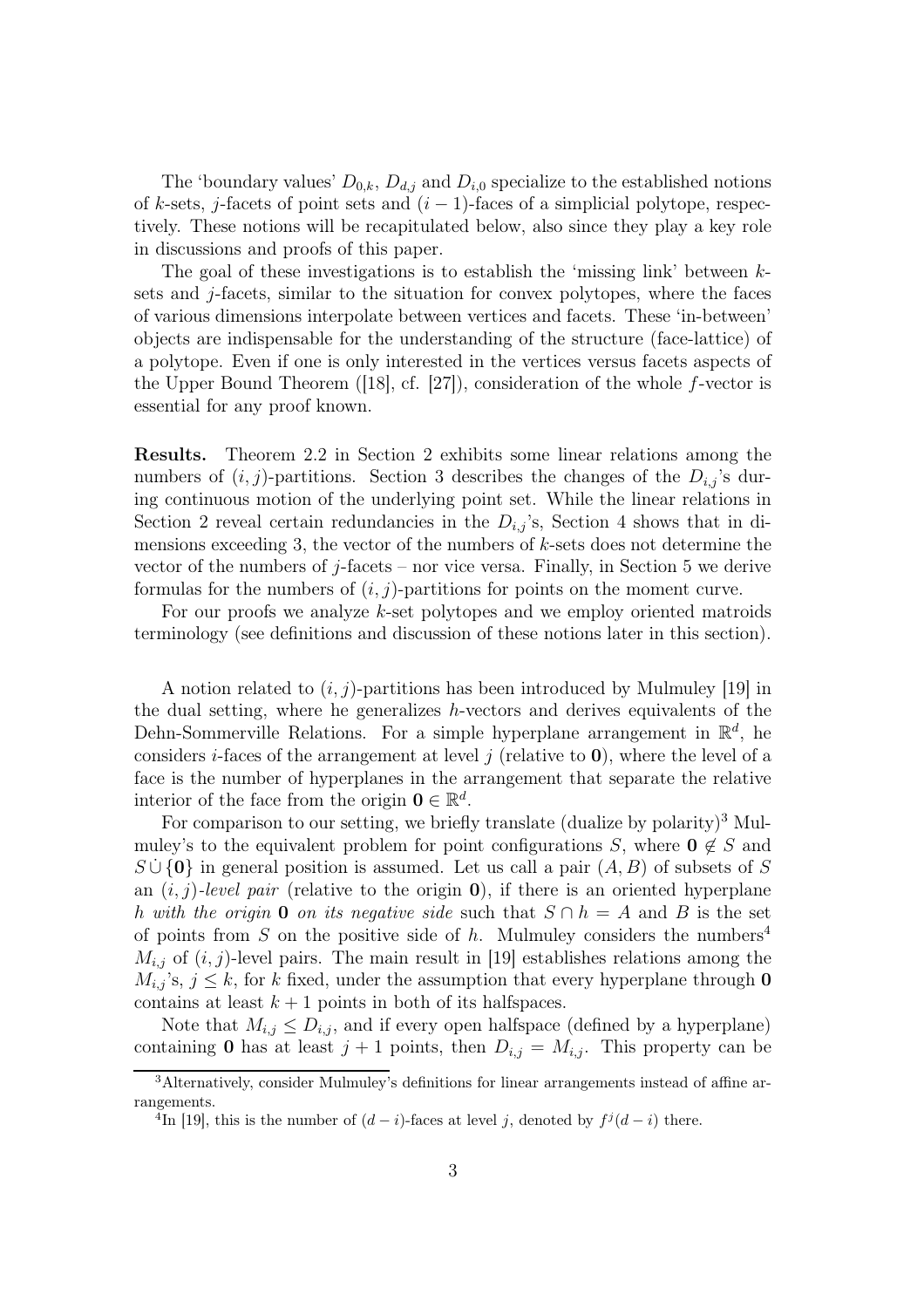The 'boundary values' $D_{0,k}$, $D_{d,j}$ and $D_{i,0}$ specialize to the established notions of $k$-sets, $j$-facets of point sets and $(i-1)$-faces of a simplicial polytope, respectively. These notions will be recapitulated below, also since they play a key role in discussions and proofs of this paper.

The goal of these investigations is to establish the 'missing link' between $k$-sets and $j$-facets, similar to the situation for convex polytopes, where the faces of various dimensions interpolate between vertices and facets. These 'in-between' objects are indispensable for the understanding of the structure (face-lattice) of a polytope. Even if one is only interested in the vertices versus facets aspects of the Upper Bound Theorem ([18], cf. [27]), consideration of the whole $f$-vector is essential for any proof known.

**Results.** Theorem 2.2 in Section 2 exhibits some linear relations among the numbers of $(i, j)$-partitions. Section 3 describes the changes of the $D_{i,j}$'s during continuous motion of the underlying point set. While the linear relations in Section 2 reveal certain redundancies in the $D_{i,j}$'s, Section 4 shows that in dimensions exceeding 3, the vector of the numbers of $k$-sets does not determine the vector of the numbers of $j$-facets – nor vice versa. Finally, in Section 5 we derive formulas for the numbers of $(i, j)$-partitions for points on the moment curve.

For our proofs we analyze $k$-set polytopes and we employ oriented matroids terminology (see definitions and discussion of these notions later in this section).

A notion related to $(i, j)$-partitions has been introduced by Mulmuley [19] in the dual setting, where he generalizes $h$-vectors and derives equivalents of the Dehn-Sommerville Relations. For a simple hyperplane arrangement in $\mathbb{R}^d$, he considers $i$-faces of the arrangement at level $j$ (relative to $\mathbf{0}$), where the level of a face is the number of hyperplanes in the arrangement that separate the relative interior of the face from the origin $\mathbf{0} \in \mathbb{R}^d$.

For comparison to our setting, we briefly translate (dualize by polarity)[3] Mulmuley's to the equivalent problem for point configurations $S$, where $\mathbf{0} \notin S$ and $S \,\dot\cup\, \{\mathbf{0}\}$ in general position is assumed. Let us call a pair $(A, B)$ of subsets of $S$ an *$(i, j)$-level pair* (relative to the origin $\mathbf{0}$), if there is an oriented hyperplane $h$ *with the origin* $\mathbf{0}$ *on its negative side* such that $S \cap h = A$ and $B$ is the set of points from $S$ on the positive side of $h$. Mulmuley considers the numbers[4] $M_{i,j}$ of $(i, j)$-level pairs. The main result in [19] establishes relations among the $M_{i,j}$'s, $j \leq k$, for $k$ fixed, under the assumption that every hyperplane through $\mathbf{0}$ contains at least $k + 1$ points in both of its halfspaces.

Note that $M_{i,j} \leq D_{i,j}$, and if every open halfspace (defined by a hyperplane) containing $\mathbf{0}$ has at least $j + 1$ points, then $D_{i,j} = M_{i,j}$. This property can be

[3] Alternatively, consider Mulmuley's definitions for linear arrangements instead of affine arrangements.

[4] In [19], this is the number of $(d - i)$-faces at level $j$, denoted by $f^j(d - i)$ there.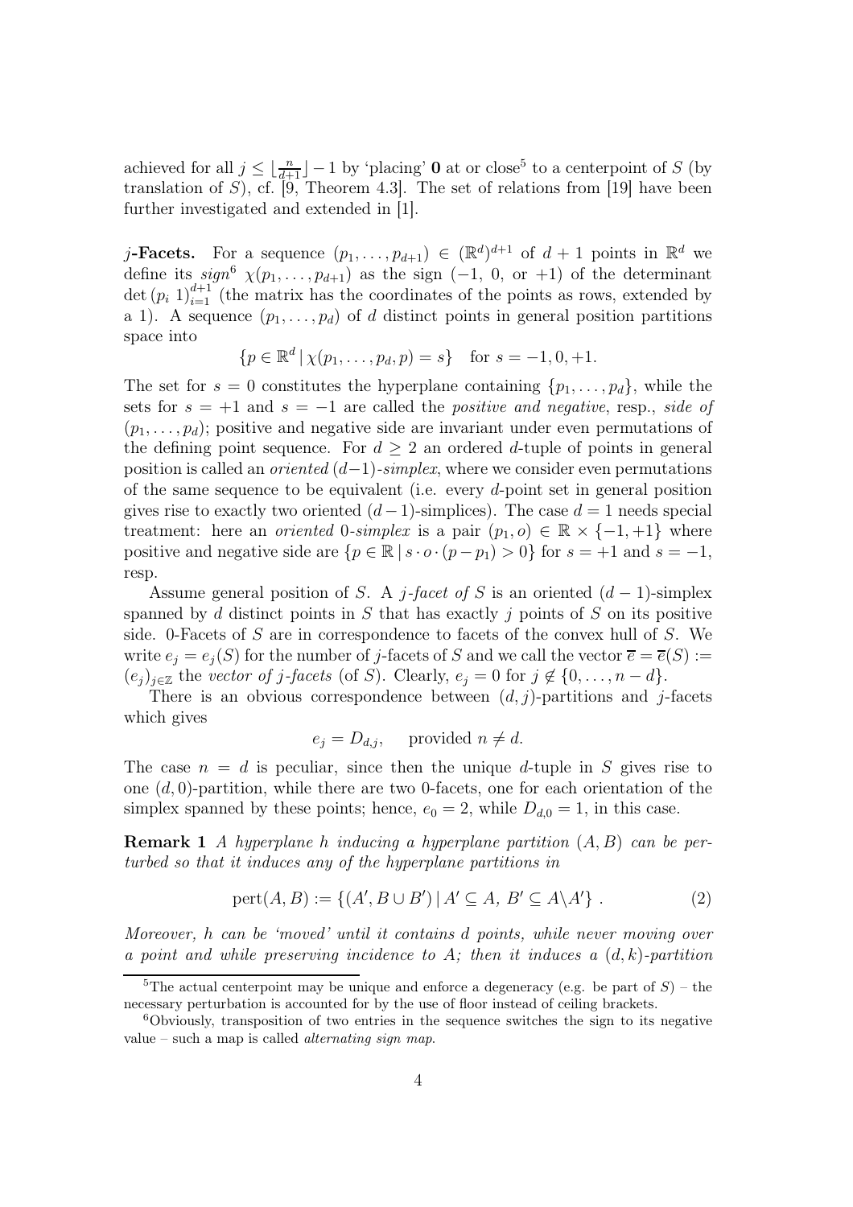achieved for all $j \le \lfloor \frac{n}{d+1} \rfloor - 1$ by 'placing' $\mathbf{0}$ at or close[5] to a centerpoint of $S$ (by translation of $S$), cf. [9, Theorem 4.3]. The set of relations from [19] have been further investigated and extended in [1].

**$j$-Facets.** For a sequence $(p_1, \ldots, p_{d+1}) \in (\mathbb{R}^d)^{d+1}$ of $d+1$ points in $\mathbb{R}^d$ we define its *sign*[6] $\chi(p_1, \ldots, p_{d+1})$ as the sign ($-1$, $0$, or $+1$) of the determinant $\det\,(p_i\ 1)_{i=1}^{d+1}$ (the matrix has the coordinates of the points as rows, extended by a 1). A sequence $(p_1, \ldots, p_d)$ of $d$ distinct points in general position partitions space into

$$\{p \in \mathbb{R}^d \,|\, \chi(p_1, \ldots, p_d, p) = s\} \quad \text{for } s = -1, 0, +1.$$

The set for $s = 0$ constitutes the hyperplane containing $\{p_1, \ldots, p_d\}$, while the sets for $s = +1$ and $s = -1$ are called the *positive and negative*, resp., *side of* $(p_1, \ldots, p_d)$; positive and negative side are invariant under even permutations of the defining point sequence. For $d \ge 2$ an ordered $d$-tuple of points in general position is called an *oriented* $(d-1)$*-simplex*, where we consider even permutations of the same sequence to be equivalent (i.e. every $d$-point set in general position gives rise to exactly two oriented $(d-1)$-simplices). The case $d = 1$ needs special treatment: here an *oriented* 0*-simplex* is a pair $(p_1, o) \in \mathbb{R} \times \{-1, +1\}$ where positive and negative side are $\{p \in \mathbb{R} \,|\, s \cdot o \cdot (p - p_1) > 0\}$ for $s = +1$ and $s = -1$, resp.

Assume general position of $S$. A *$j$-facet of $S$* is an oriented $(d-1)$-simplex spanned by $d$ distinct points in $S$ that has exactly $j$ points of $S$ on its positive side. 0-Facets of $S$ are in correspondence to facets of the convex hull of $S$. We write $e_j = e_j(S)$ for the number of $j$-facets of $S$ and we call the vector $\overline{e} = \overline{e}(S) := (e_j)_{j \in \mathbb{Z}}$ the *vector of $j$-facets* (of $S$). Clearly, $e_j = 0$ for $j \notin \{0, \ldots, n-d\}$.

There is an obvious correspondence between $(d, j)$-partitions and $j$-facets which gives

$$e_j = D_{d,j}, \quad \text{provided } n \ne d.$$

The case $n = d$ is peculiar, since then the unique $d$-tuple in $S$ gives rise to one $(d, 0)$-partition, while there are two 0-facets, one for each orientation of the simplex spanned by these points; hence, $e_0 = 2$, while $D_{d,0} = 1$, in this case.

**Remark 1** *A hyperplane $h$ inducing a hyperplane partition $(A, B)$ can be perturbed so that it induces any of the hyperplane partitions in*

$$\operatorname{pert}(A, B) := \{(A', B \cup B') \,|\, A' \subseteq A,\ B' \subseteq A \backslash A'\}\ . \tag{2}$$

*Moreover, $h$ can be 'moved' until it contains $d$ points, while never moving over a point and while preserving incidence to $A$; then it induces a $(d, k)$-partition*

[5] The actual centerpoint may be unique and enforce a degeneracy (e.g. be part of $S$) – the necessary perturbation is accounted for by the use of floor instead of ceiling brackets.

[6] Obviously, transposition of two entries in the sequence switches the sign to its negative value – such a map is called *alternating sign map*.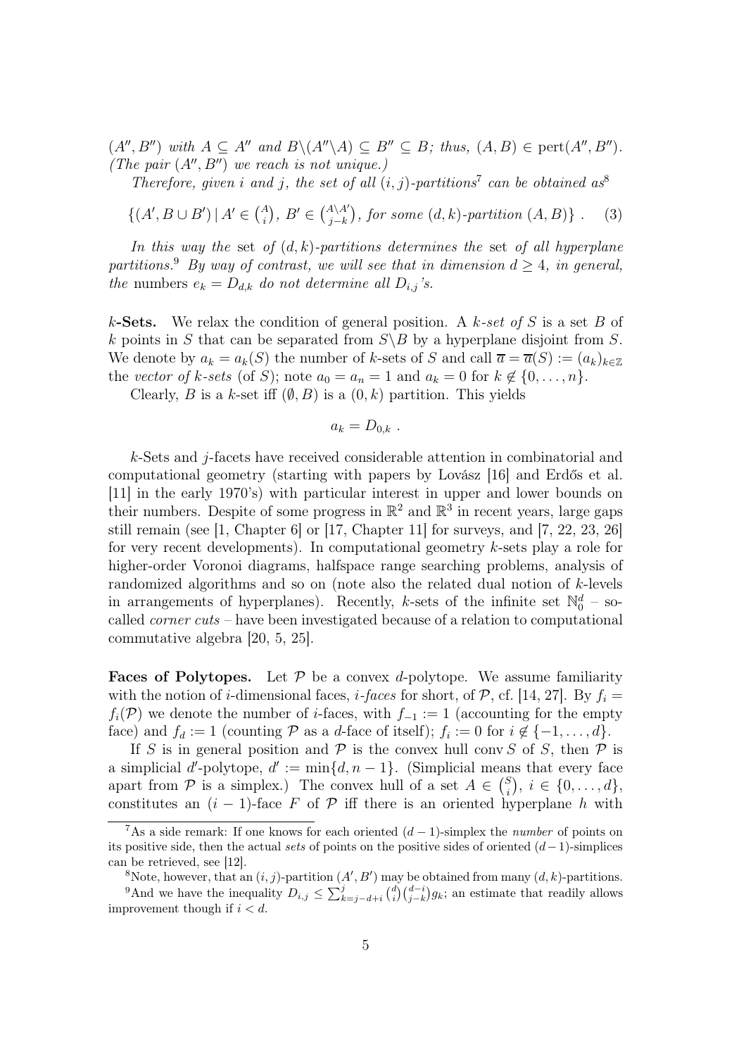$(A'', B'')$ *with* $A \subseteq A''$ *and* $B \backslash (A'' \backslash A) \subseteq B'' \subseteq B$*; thus,* $(A, B) \in \operatorname{pert}(A'', B'')$*. (The pair* $(A'', B'')$ *we reach is not unique.)*

*Therefore, given* $i$ *and* $j$*, the set of all* $(i, j)$*-partitions*[7] *can be obtained as*[8]

$$\{(A', B \cup B') \mid A' \in \tbinom{A}{i},\ B' \in \tbinom{A \backslash A'}{j-k},\ \textit{for some } (d,k)\textit{-partition } (A, B)\}\ . \quad (3)$$

*In this way the* set *of* $(d, k)$*-partitions determines the* set *of all hyperplane partitions.*[9] *By way of contrast, we will see that in dimension* $d \geq 4$*, in general, the* numbers $e_k = D_{d,k}$ *do not determine all* $D_{i,j}$*'s.*

**$k$-Sets.** We relax the condition of general position. A *$k$-set of $S$* is a set $B$ of $k$ points in $S$ that can be separated from $S \backslash B$ by a hyperplane disjoint from $S$. We denote by $a_k = a_k(S)$ the number of $k$-sets of $S$ and call $\overline{a} = \overline{a}(S) := (a_k)_{k \in \mathbb{Z}}$ the *vector of $k$-sets* (of $S$); note $a_0 = a_n = 1$ and $a_k = 0$ for $k \notin \{0, \ldots, n\}$.

Clearly, $B$ is a $k$-set iff $(\emptyset, B)$ is a $(0, k)$ partition. This yields

$$a_k = D_{0,k}\ .$$

$k$-Sets and $j$-facets have received considerable attention in combinatorial and computational geometry (starting with papers by Lovász [16] and Erdős et al. [11] in the early 1970's) with particular interest in upper and lower bounds on their numbers. Despite of some progress in $\mathbb{R}^2$ and $\mathbb{R}^3$ in recent years, large gaps still remain (see [1, Chapter 6] or [17, Chapter 11] for surveys, and [7, 22, 23, 26] for very recent developments). In computational geometry $k$-sets play a role for higher-order Voronoi diagrams, halfspace range searching problems, analysis of randomized algorithms and so on (note also the related dual notion of $k$-levels in arrangements of hyperplanes). Recently, $k$-sets of the infinite set $\mathbb{N}_0^d$ – so-called *corner cuts* – have been investigated because of a relation to computational commutative algebra [20, 5, 25].

**Faces of Polytopes.** Let $\mathcal{P}$ be a convex $d$-polytope. We assume familiarity with the notion of $i$-dimensional faces, *$i$-faces* for short, of $\mathcal{P}$, cf. [14, 27]. By $f_i = f_i(\mathcal{P})$ we denote the number of $i$-faces, with $f_{-1} := 1$ (accounting for the empty face) and $f_d := 1$ (counting $\mathcal{P}$ as a $d$-face of itself); $f_i := 0$ for $i \notin \{-1, \ldots, d\}$.

If $S$ is in general position and $\mathcal{P}$ is the convex hull $\operatorname{conv} S$ of $S$, then $\mathcal{P}$ is a simplicial $d'$-polytope, $d' := \min\{d, n-1\}$. (Simplicial means that every face apart from $\mathcal{P}$ is a simplex.) The convex hull of a set $A \in \binom{S}{i}$, $i \in \{0, \ldots, d\}$, constitutes an $(i-1)$-face $F$ of $\mathcal{P}$ iff there is an oriented hyperplane $h$ with

---

[7] As a side remark: If one knows for each oriented $(d-1)$-simplex the *number* of points on its positive side, then the actual *sets* of points on the positive sides of oriented $(d-1)$-simplices can be retrieved, see [12].

[8] Note, however, that an $(i, j)$-partition $(A', B')$ may be obtained from many $(d, k)$-partitions.

[9] And we have the inequality $D_{i,j} \leq \sum_{k=j-d+i}^{j} \binom{d}{i}\binom{d-i}{j-k} g_k$; an estimate that readily allows improvement though if $i < d$.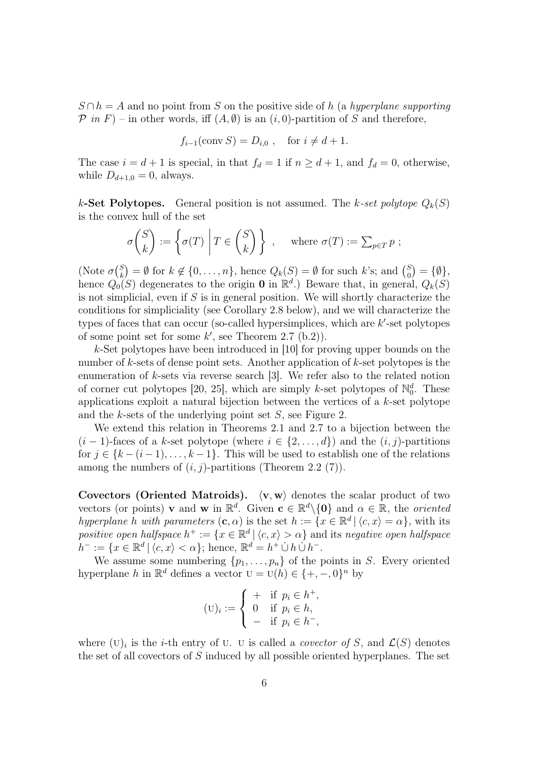$S \cap h = A$ and no point from $S$ on the positive side of $h$ (a *hyperplane supporting* $\mathcal{P}$ *in* $F$) – in other words, iff $(A, \emptyset)$ is an $(i,0)$-partition of $S$ and therefore,

$$f_{i-1}(\operatorname{conv} S) = D_{i,0}\ , \quad \text{for } i \neq d+1.$$

The case $i = d+1$ is special, in that $f_d = 1$ if $n \geq d+1$, and $f_d = 0$, otherwise, while $D_{d+1,0} = 0$, always.

**$k$-Set Polytopes.** General position is not assumed. The *$k$-set polytope* $Q_k(S)$ is the convex hull of the set

$$\sigma\binom{S}{k} := \left\{ \sigma(T) \,\middle|\, T \in \binom{S}{k} \right\}\ , \qquad \text{where } \sigma(T) := \textstyle\sum_{p \in T} p\ ;$$

(Note $\sigma\binom{S}{k} = \emptyset$ for $k \notin \{0, \ldots, n\}$, hence $Q_k(S) = \emptyset$ for such $k$'s; and $\binom{S}{0} = \{\emptyset\}$, hence $Q_0(S)$ degenerates to the origin $\mathbf{0}$ in $\mathbb{R}^d$.) Beware that, in general, $Q_k(S)$ is not simplicial, even if $S$ is in general position. We will shortly characterize the conditions for simpliciality (see Corollary 2.8 below), and we will characterize the types of faces that can occur (so-called hypersimplices, which are $k'$-set polytopes of some point set for some $k'$, see Theorem 2.7 (b.2)).

$k$-Set polytopes have been introduced in [10] for proving upper bounds on the number of $k$-sets of dense point sets. Another application of $k$-set polytopes is the enumeration of $k$-sets via reverse search [3]. We refer also to the related notion of corner cut polytopes [20, 25], which are simply $k$-set polytopes of $\mathbb{N}_0^d$. These applications exploit a natural bijection between the vertices of a $k$-set polytope and the $k$-sets of the underlying point set $S$, see Figure 2.

We extend this relation in Theorems 2.1 and 2.7 to a bijection between the $(i-1)$-faces of a $k$-set polytope (where $i \in \{2, \ldots, d\}$) and the $(i,j)$-partitions for $j \in \{k-(i-1), \ldots, k-1\}$. This will be used to establish one of the relations among the numbers of $(i,j)$-partitions (Theorem 2.2 (7)).

**Covectors (Oriented Matroids).** $\langle \mathbf{v}, \mathbf{w} \rangle$ denotes the scalar product of two vectors (or points) $\mathbf{v}$ and $\mathbf{w}$ in $\mathbb{R}^d$. Given $\mathbf{c} \in \mathbb{R}^d \setminus \{\mathbf{0}\}$ and $\alpha \in \mathbb{R}$, the *oriented hyperplane $h$ with parameters* $(\mathbf{c}, \alpha)$ is the set $h := \{x \in \mathbb{R}^d \,|\, \langle c, x \rangle = \alpha\}$, with its *positive open halfspace* $h^+ := \{x \in \mathbb{R}^d \,|\, \langle c, x \rangle > \alpha\}$ and its *negative open halfspace* $h^- := \{x \in \mathbb{R}^d \,|\, \langle c, x \rangle < \alpha\}$; hence, $\mathbb{R}^d = h^+ \,\dot\cup\, h \,\dot\cup\, h^-$.

We assume some numbering $\{p_1, \ldots, p_n\}$ of the points in $S$. Every oriented hyperplane $h$ in $\mathbb{R}^d$ defines a vector $\mathrm{U} = \mathrm{U}(h) \in \{+,-,0\}^n$ by

$$(\mathrm{U})_i := \begin{cases} + & \text{if } p_i \in h^+, \\ 0 & \text{if } p_i \in h, \\ - & \text{if } p_i \in h^-, \end{cases}$$

where $(\mathrm{U})_i$ is the $i$-th entry of $\mathrm{U}$. $\mathrm{U}$ is called a *covector of* $S$, and $\mathcal{L}(S)$ denotes the set of all covectors of $S$ induced by all possible oriented hyperplanes. The set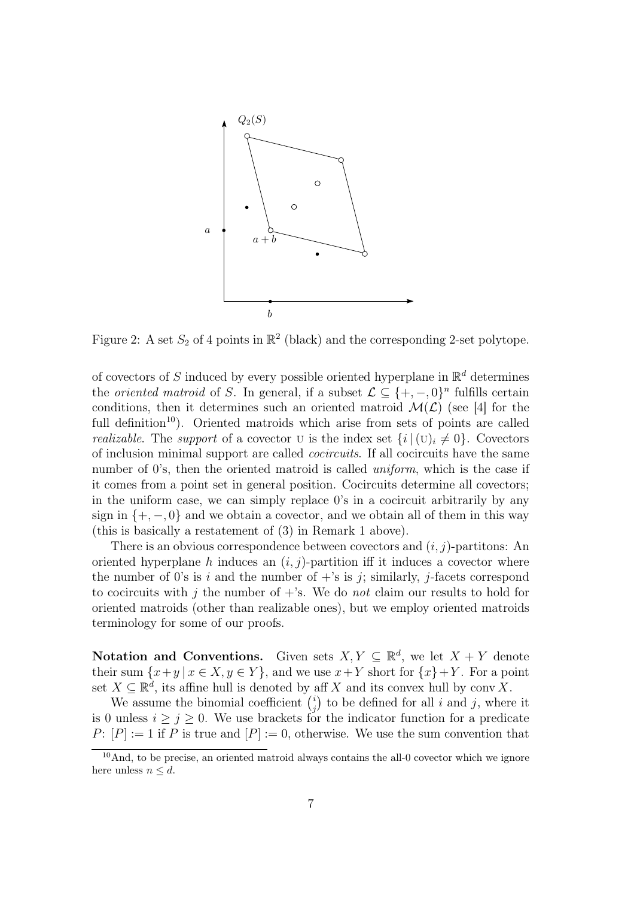Figure 2: A set $S_2$ of 4 points in $\mathbb{R}^2$ (black) and the corresponding 2-set polytope.

of covectors of $S$ induced by every possible oriented hyperplane in $\mathbb{R}^d$ determines the *oriented matroid* of $S$. In general, if a subset $\mathcal{L} \subseteq \{+,-,0\}^n$ fulfills certain conditions, then it determines such an oriented matroid $\mathcal{M}(\mathcal{L})$ (see [4] for the full definition[10]). Oriented matroids which arise from sets of points are called *realizable*. The *support* of a covector $\mathrm{U}$ is the index set $\{i \,|\, (\mathrm{U})_i \neq 0\}$. Covectors of inclusion minimal support are called *cocircuits*. If all cocircuits have the same number of 0's, then the oriented matroid is called *uniform*, which is the case if it comes from a point set in general position. Cocircuits determine all covectors; in the uniform case, we can simply replace 0's in a cocircuit arbitrarily by any sign in $\{+,-,0\}$ and we obtain a covector, and we obtain all of them in this way (this is basically a restatement of (3) in Remark 1 above).

There is an obvious correspondence between covectors and $(i,j)$-partitons: An oriented hyperplane $h$ induces an $(i,j)$-partition iff it induces a covector where the number of 0's is $i$ and the number of $+$'s is $j$; similarly, $j$-facets correspond to cocircuits with $j$ the number of $+$'s. We do *not* claim our results to hold for oriented matroids (other than realizable ones), but we employ oriented matroids terminology for some of our proofs.

**Notation and Conventions.** Given sets $X, Y \subseteq \mathbb{R}^d$, we let $X + Y$ denote their sum $\{x+y \,|\, x \in X, y \in Y\}$, and we use $x+Y$ short for $\{x\}+Y$. For a point set $X \subseteq \mathbb{R}^d$, its affine hull is denoted by $\operatorname{aff} X$ and its convex hull by $\operatorname{conv} X$.

We assume the binomial coefficient $\binom{i}{j}$ to be defined for all $i$ and $j$, where it is 0 unless $i \geq j \geq 0$. We use brackets for the indicator function for a predicate $P$: $[P] := 1$ if $P$ is true and $[P] := 0$, otherwise. We use the sum convention that

[10] And, to be precise, an oriented matroid always contains the all-0 covector which we ignore here unless $n \leq d$.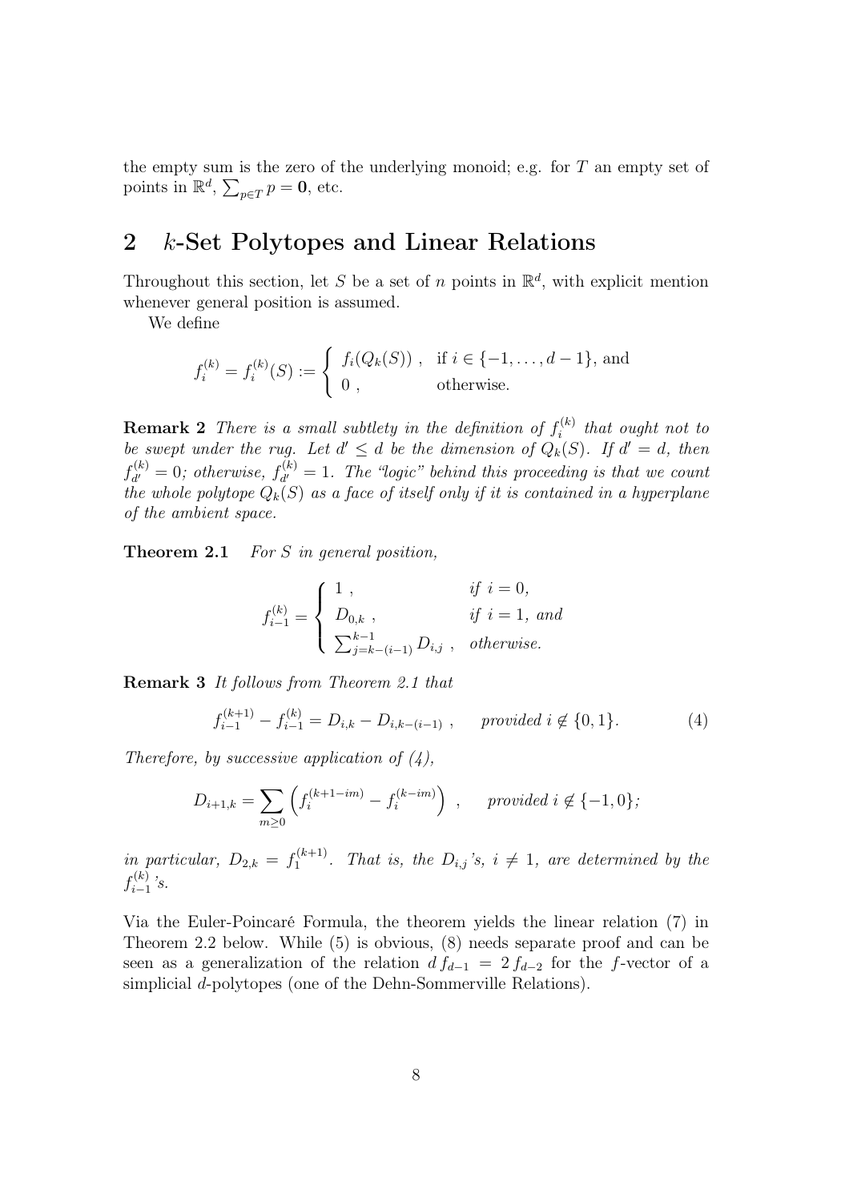the empty sum is the zero of the underlying monoid; e.g. for $T$ an empty set of points in $\mathbb{R}^d$, $\sum_{p\in T} p = \mathbf{0}$, etc.

## 2 $k$-Set Polytopes and Linear Relations

Throughout this section, let $S$ be a set of $n$ points in $\mathbb{R}^d$, with explicit mention whenever general position is assumed.

We define

$$f_i^{(k)} = f_i^{(k)}(S) := \begin{cases} f_i(Q_k(S)) \ , & \text{if } i \in \{-1,\ldots,d-1\}, \text{ and} \\ 0 \ , & \text{otherwise.} \end{cases}$$

**Remark 2** *There is a small subtlety in the definition of $f_i^{(k)}$ that ought not to be swept under the rug. Let $d' \le d$ be the dimension of $Q_k(S)$. If $d' = d$, then $f_{d'}^{(k)} = 0$; otherwise, $f_{d'}^{(k)} = 1$. The "logic" behind this proceeding is that we count the whole polytope $Q_k(S)$ as a face of itself only if it is contained in a hyperplane of the ambient space.*

**Theorem 2.1** *For $S$ in general position,*

$$f_{i-1}^{(k)} = \begin{cases} 1 \ , & \text{if } i = 0, \\ D_{0,k} \ , & \text{if } i = 1, \text{ and} \\ \sum_{j=k-(i-1)}^{k-1} D_{i,j} \ , & \text{otherwise.} \end{cases}$$

**Remark 3** *It follows from Theorem 2.1 that*

$$f_{i-1}^{(k+1)} - f_{i-1}^{(k)} = D_{i,k} - D_{i,k-(i-1)} \ , \qquad \text{provided } i \notin \{0,1\}. \tag{4}$$

*Therefore, by successive application of (4),*

$$D_{i+1,k} = \sum_{m\ge 0} \left( f_i^{(k+1-im)} - f_i^{(k-im)} \right) \ , \qquad \text{provided } i \notin \{-1,0\};$$

*in particular, $D_{2,k} = f_1^{(k+1)}$. That is, the $D_{i,j}$'s, $i \neq 1$, are determined by the $f_{i-1}^{(k)}$'s.*

Via the Euler-Poincaré Formula, the theorem yields the linear relation (7) in Theorem 2.2 below. While (5) is obvious, (8) needs separate proof and can be seen as a generalization of the relation $d\,f_{d-1} = 2\,f_{d-2}$ for the $f$-vector of a simplicial $d$-polytopes (one of the Dehn-Sommerville Relations).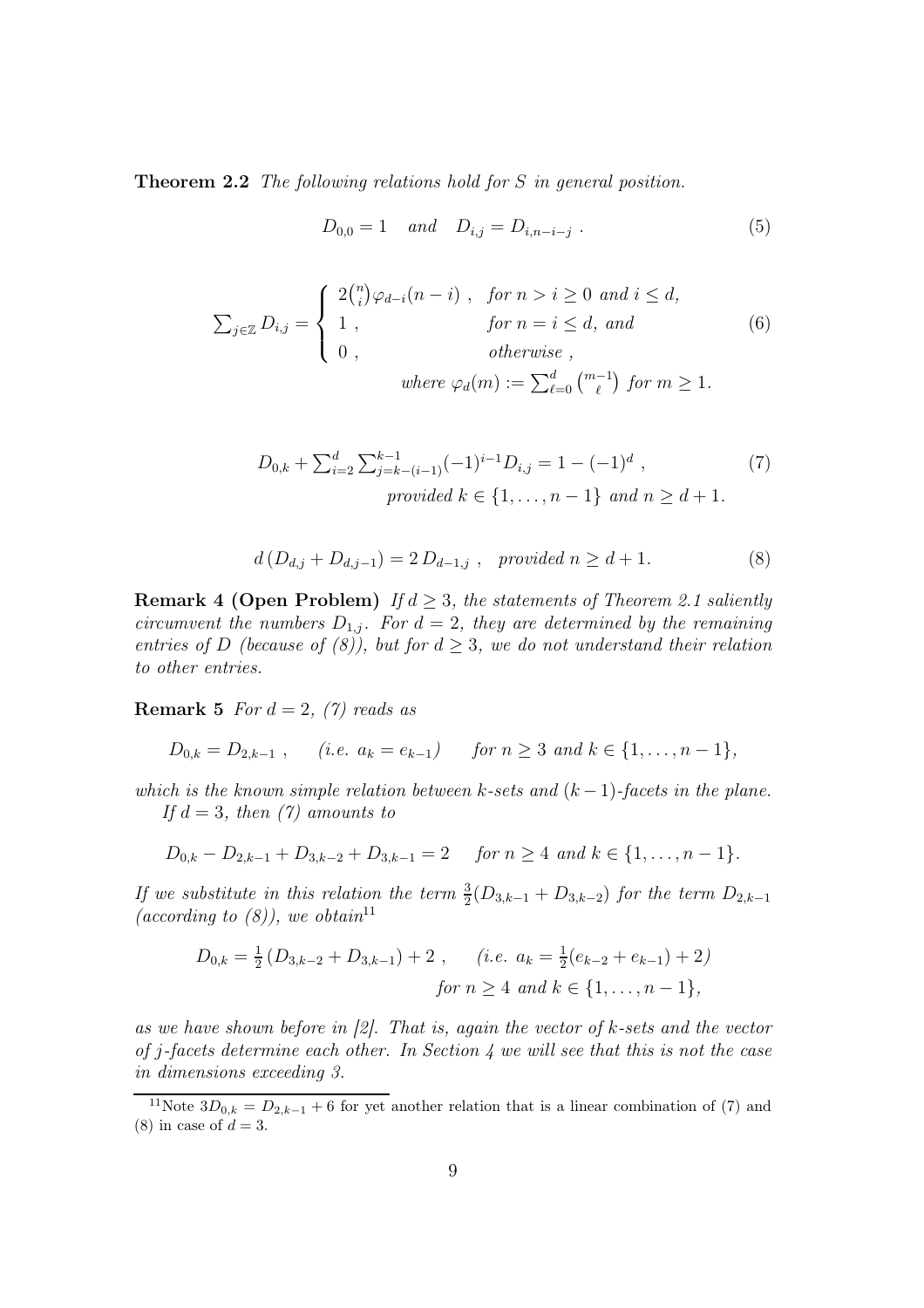**Theorem 2.2** *The following relations hold for $S$ in general position.*

$$D_{0,0} = 1 \quad \textit{and} \quad D_{i,j} = D_{i,n-i-j} \; . \tag{5}$$

$$\sum_{j\in\mathbb{Z}} D_{i,j} = \begin{cases} 2\binom{n}{i}\varphi_{d-i}(n-i) \; , & \textit{for } n > i \geq 0 \textit{ and } i \leq d, \\ 1 \; , & \textit{for } n = i \leq d, \textit{ and} \\ 0 \; , & \textit{otherwise} \; , \end{cases} \tag{6}$$

$$\textit{where } \varphi_d(m) := \sum_{\ell=0}^{d} \binom{m-1}{\ell} \textit{ for } m \geq 1.$$

$$D_{0,k} + \sum_{i=2}^{d} \sum_{j=k-(i-1)}^{k-1} (-1)^{i-1} D_{i,j} = 1 - (-1)^d \; , \tag{7}$$

$$\textit{provided } k \in \{1, \ldots, n-1\} \textit{ and } n \geq d+1.$$

$$d\,(D_{d,j} + D_{d,j-1}) = 2\,D_{d-1,j} \; , \quad \textit{provided } n \geq d+1. \tag{8}$$

**Remark 4 (Open Problem)** *If $d \geq 3$, the statements of Theorem 2.1 saliently circumvent the numbers $D_{1,j}$. For $d = 2$, they are determined by the remaining entries of $D$ (because of (8)), but for $d \geq 3$, we do not understand their relation to other entries.*

**Remark 5** *For $d = 2$, (7) reads as*

$$D_{0,k} = D_{2,k-1} \; , \qquad (\textit{i.e. } a_k = e_{k-1}) \qquad \textit{for } n \geq 3 \textit{ and } k \in \{1, \ldots, n-1\},$$

*which is the known simple relation between $k$-sets and $(k-1)$-facets in the plane.*

*If $d = 3$, then (7) amounts to*

$$D_{0,k} - D_{2,k-1} + D_{3,k-2} + D_{3,k-1} = 2 \quad \textit{for } n \geq 4 \textit{ and } k \in \{1, \ldots, n-1\}.$$

*If we substitute in this relation the term $\frac{3}{2}(D_{3,k-1} + D_{3,k-2})$ for the term $D_{2,k-1}$ (according to (8)), we obtain*[11]

$$D_{0,k} = \tfrac{1}{2}\,(D_{3,k-2} + D_{3,k-1}) + 2 \; , \qquad (\textit{i.e. } a_k = \tfrac{1}{2}(e_{k-2} + e_{k-1}) + 2)$$

$$\textit{for } n \geq 4 \textit{ and } k \in \{1, \ldots, n-1\},$$

*as we have shown before in [2]. That is, again the vector of $k$-sets and the vector of $j$-facets determine each other. In Section 4 we will see that this is not the case in dimensions exceeding 3.*

---

[11] Note $3D_{0,k} = D_{2,k-1} + 6$ for yet another relation that is a linear combination of (7) and (8) in case of $d = 3$.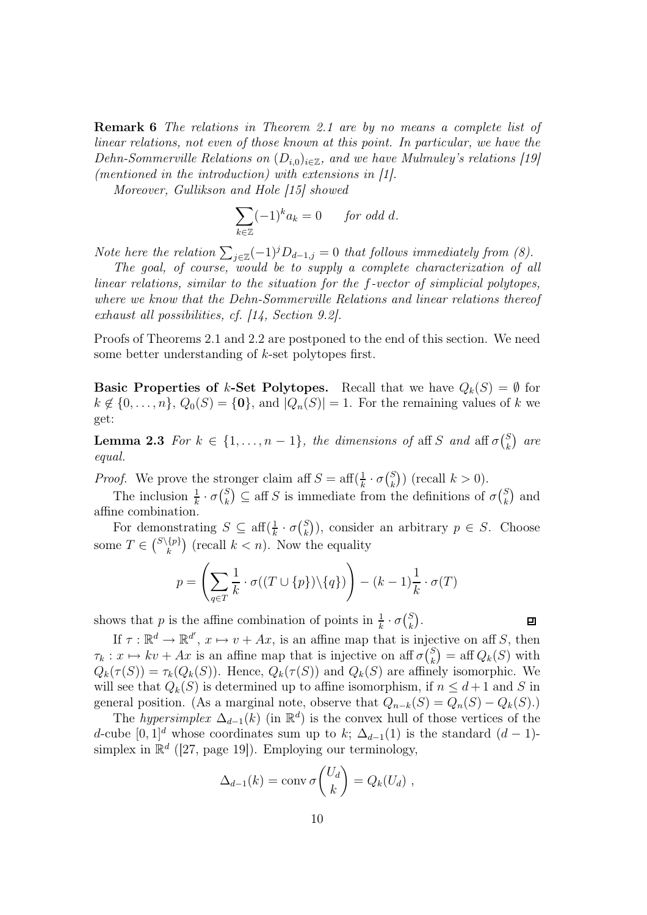**Remark 6** *The relations in Theorem 2.1 are by no means a complete list of linear relations, not even of those known at this point. In particular, we have the Dehn-Sommerville Relations on $(D_{i,0})_{i\in\mathbb{Z}}$, and we have Mulmuley's relations [19] (mentioned in the introduction) with extensions in [1].*

*Moreover, Gullikson and Hole [15] showed*

$$\sum_{k\in\mathbb{Z}}(-1)^k a_k = 0 \qquad \text{for odd } d.$$

*Note here the relation $\sum_{j\in\mathbb{Z}}(-1)^j D_{d-1,j} = 0$ that follows immediately from (8).*

*The goal, of course, would be to supply a complete characterization of all linear relations, similar to the situation for the f-vector of simplicial polytopes, where we know that the Dehn-Sommerville Relations and linear relations thereof exhaust all possibilities, cf. [14, Section 9.2].*

Proofs of Theorems 2.1 and 2.2 are postponed to the end of this section. We need some better understanding of $k$-set polytopes first.

**Basic Properties of $k$-Set Polytopes.** Recall that we have $Q_k(S) = \emptyset$ for $k \notin \{0,\ldots,n\}$, $Q_0(S) = \{\mathbf{0}\}$, and $|Q_n(S)| = 1$. For the remaining values of $k$ we get:

**Lemma 2.3** *For $k \in \{1,\ldots,n-1\}$, the dimensions of* $\operatorname{aff} S$ *and* $\operatorname{aff}\sigma\binom{S}{k}$ *are equal.*

*Proof.* We prove the stronger claim $\operatorname{aff} S = \operatorname{aff}(\frac{1}{k}\cdot\sigma\binom{S}{k})$ (recall $k > 0$).

The inclusion $\frac{1}{k}\cdot\sigma\binom{S}{k} \subseteq \operatorname{aff} S$ is immediate from the definitions of $\sigma\binom{S}{k}$ and affine combination.

For demonstrating $S \subseteq \operatorname{aff}(\frac{1}{k}\cdot\sigma\binom{S}{k})$, consider an arbitrary $p \in S$. Choose some $T \in \binom{S\setminus\{p\}}{k}$ (recall $k < n$). Now the equality

$$p = \left(\sum_{q\in T}\frac{1}{k}\cdot\sigma((T\cup\{p\})\setminus\{q\})\right) - (k-1)\frac{1}{k}\cdot\sigma(T)$$

shows that $p$ is the affine combination of points in $\frac{1}{k}\cdot\sigma\binom{S}{k}$. ∎

If $\tau : \mathbb{R}^d \to \mathbb{R}^{d'}$, $x \mapsto v + Ax$, is an affine map that is injective on $\operatorname{aff} S$, then $\tau_k : x \mapsto kv + Ax$ is an affine map that is injective on $\operatorname{aff}\sigma\binom{S}{k} = \operatorname{aff} Q_k(S)$ with $Q_k(\tau(S)) = \tau_k(Q_k(S))$. Hence, $Q_k(\tau(S))$ and $Q_k(S)$ are affinely isomorphic. We will see that $Q_k(S)$ is determined up to affine isomorphism, if $n \le d+1$ and $S$ in general position. (As a marginal note, observe that $Q_{n-k}(S) = Q_n(S) - Q_k(S)$.)

The *hypersimplex* $\Delta_{d-1}(k)$ (in $\mathbb{R}^d$) is the convex hull of those vertices of the $d$-cube $[0,1]^d$ whose coordinates sum up to $k$; $\Delta_{d-1}(1)$ is the standard $(d-1)$-simplex in $\mathbb{R}^d$ ([27, page 19]). Employing our terminology,

$$\Delta_{d-1}(k) = \operatorname{conv}\sigma\binom{U_d}{k} = Q_k(U_d)\ ,$$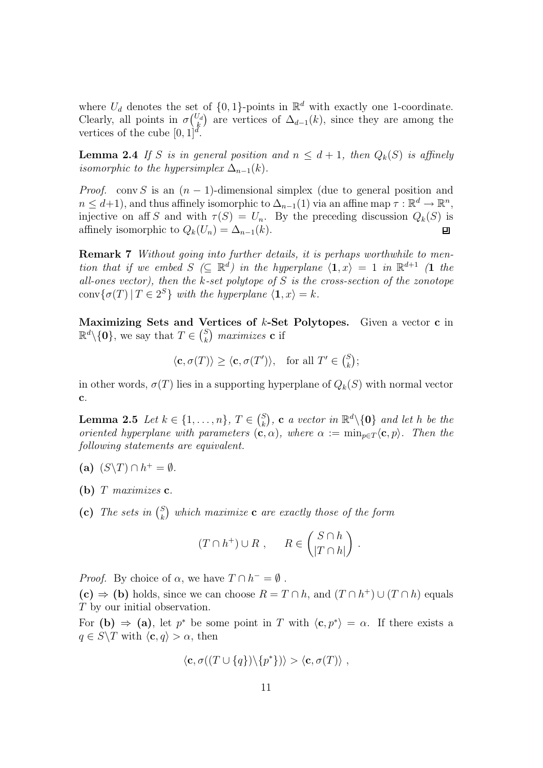where $U_d$ denotes the set of $\{0,1\}$-points in $\mathbb{R}^d$ with exactly one 1-coordinate. Clearly, all points in $\sigma\binom{U_d}{k}$ are vertices of $\Delta_{d-1}(k)$, since they are among the vertices of the cube $[0,1]^d$.

**Lemma 2.4** *If $S$ is in general position and $n \leq d+1$, then $Q_k(S)$ is affinely isomorphic to the hypersimplex $\Delta_{n-1}(k)$.*

*Proof.* $\operatorname{conv} S$ is an $(n-1)$-dimensional simplex (due to general position and $n \leq d+1$), and thus affinely isomorphic to $\Delta_{n-1}(1)$ via an affine map $\tau : \mathbb{R}^d \to \mathbb{R}^n$, injective on $\operatorname{aff} S$ and with $\tau(S) = U_n$. By the preceding discussion $Q_k(S)$ is affinely isomorphic to $Q_k(U_n) = \Delta_{n-1}(k)$. □

**Remark 7** *Without going into further details, it is perhaps worthwhile to mention that if we embed $S$ ($\subseteq \mathbb{R}^d$) in the hyperplane $\langle \mathbf{1}, x\rangle = 1$ in $\mathbb{R}^{d+1}$ ($\mathbf{1}$ the all-ones vector), then the $k$-set polytope of $S$ is the cross-section of the zonotope $\operatorname{conv}\{\sigma(T) \,|\, T \in 2^S\}$ with the hyperplane $\langle \mathbf{1}, x\rangle = k$.*

**Maximizing Sets and Vertices of $k$-Set Polytopes.** Given a vector $\mathbf{c}$ in $\mathbb{R}^d \backslash \{\mathbf{0}\}$, we say that $T \in \binom{S}{k}$ *maximizes* $\mathbf{c}$ if

$$\langle \mathbf{c}, \sigma(T)\rangle \geq \langle \mathbf{c}, \sigma(T')\rangle, \quad \text{for all } T' \in \tbinom{S}{k};$$

in other words, $\sigma(T)$ lies in a supporting hyperplane of $Q_k(S)$ with normal vector $\mathbf{c}$.

**Lemma 2.5** *Let $k \in \{1, \ldots, n\}$, $T \in \binom{S}{k}$, $\mathbf{c}$ a vector in $\mathbb{R}^d \backslash \{\mathbf{0}\}$ and let $h$ be the oriented hyperplane with parameters $(\mathbf{c}, \alpha)$, where $\alpha := \min_{p \in T} \langle \mathbf{c}, p\rangle$. Then the following statements are equivalent.*

**(a)** $(S \backslash T) \cap h^+ = \emptyset$.

**(b)** *$T$ maximizes $\mathbf{c}$.*

**(c)** *The sets in $\binom{S}{k}$ which maximize $\mathbf{c}$ are exactly those of the form*

$$(T \cap h^+) \cup R \;, \qquad R \in \binom{S \cap h}{|T \cap h|} \;.$$

*Proof.* By choice of $\alpha$, we have $T \cap h^- = \emptyset$ .

**(c) $\Rightarrow$ (b)** holds, since we can choose $R = T \cap h$, and $(T \cap h^+) \cup (T \cap h)$ equals $T$ by our initial observation.

For **(b) $\Rightarrow$ (a)**, let $p^*$ be some point in $T$ with $\langle \mathbf{c}, p^*\rangle = \alpha$. If there exists a $q \in S \backslash T$ with $\langle \mathbf{c}, q\rangle > \alpha$, then

$$\langle \mathbf{c}, \sigma((T \cup \{q\}) \backslash \{p^*\})\rangle > \langle \mathbf{c}, \sigma(T)\rangle \;,$$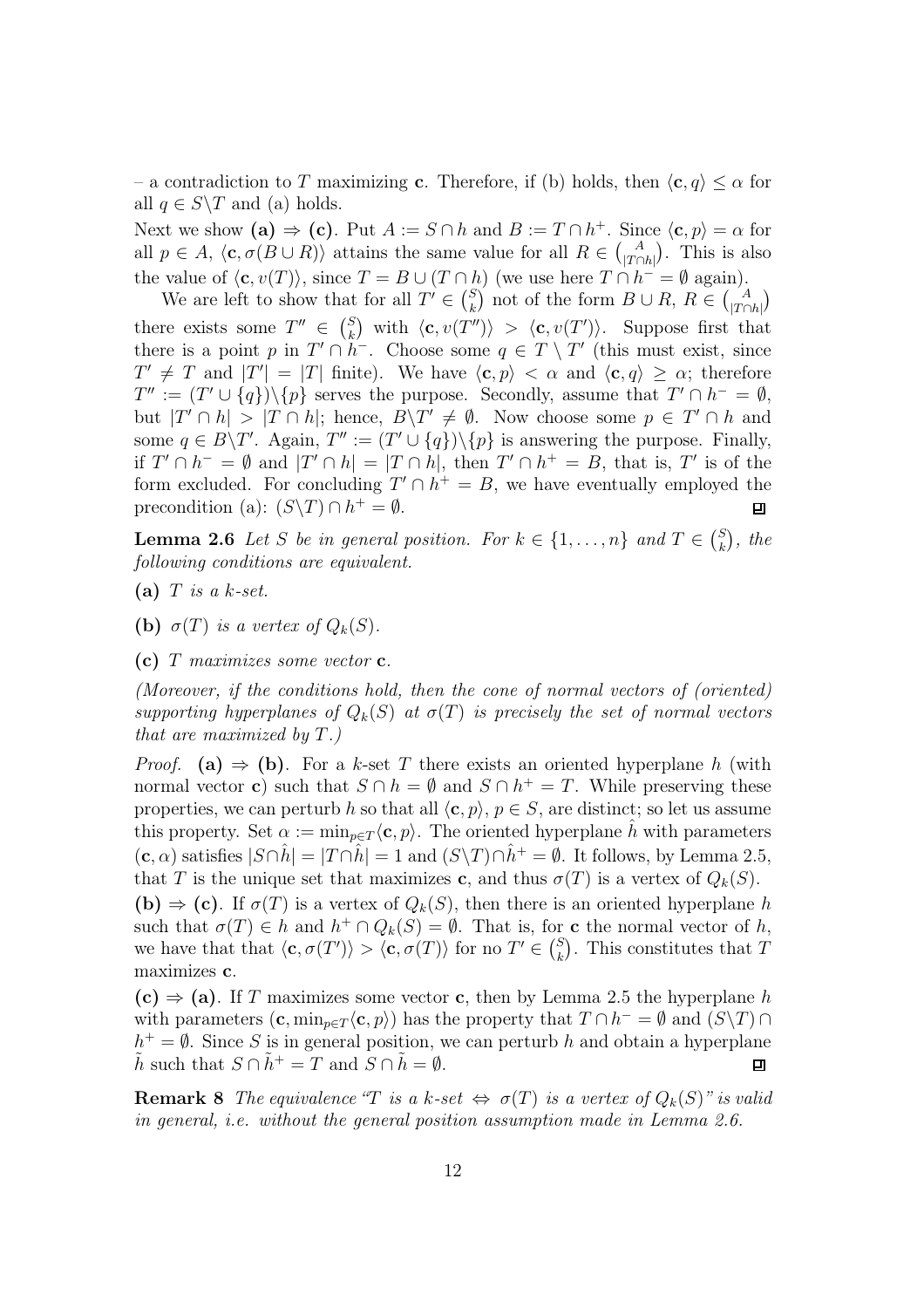– a contradiction to $T$ maximizing $\mathbf{c}$. Therefore, if (b) holds, then $\langle \mathbf{c}, q\rangle \leq \alpha$ for all $q \in S\backslash T$ and (a) holds.

Next we show **(a) $\Rightarrow$ (c)**. Put $A := S \cap h$ and $B := T \cap h^+$. Since $\langle \mathbf{c}, p\rangle = \alpha$ for all $p \in A$, $\langle \mathbf{c}, \sigma(B \cup R)\rangle$ attains the same value for all $R \in \binom{A}{|T\cap h|}$. This is also the value of $\langle \mathbf{c}, v(T)\rangle$, since $T = B \cup (T \cap h)$ (we use here $T \cap h^- = \emptyset$ again).

We are left to show that for all $T' \in \binom{S}{k}$ not of the form $B \cup R$, $R \in \binom{A}{|T\cap h|}$ there exists some $T'' \in \binom{S}{k}$ with $\langle \mathbf{c}, v(T'')\rangle > \langle \mathbf{c}, v(T')\rangle$. Suppose first that there is a point $p$ in $T' \cap h^-$. Choose some $q \in T \setminus T'$ (this must exist, since $T' \neq T$ and $|T'| = |T|$ finite). We have $\langle \mathbf{c}, p\rangle < \alpha$ and $\langle \mathbf{c}, q\rangle \geq \alpha$; therefore $T'' := (T' \cup \{q\})\backslash\{p\}$ serves the purpose. Secondly, assume that $T' \cap h^- = \emptyset$, but $|T' \cap h| > |T \cap h|$; hence, $B\backslash T' \neq \emptyset$. Now choose some $p \in T' \cap h$ and some $q \in B\backslash T'$. Again, $T'' := (T' \cup \{q\})\backslash\{p\}$ is answering the purpose. Finally, if $T' \cap h^- = \emptyset$ and $|T' \cap h| = |T \cap h|$, then $T' \cap h^+ = B$, that is, $T'$ is of the form excluded. For concluding $T' \cap h^+ = B$, we have eventually employed the precondition (a): $(S\backslash T) \cap h^+ = \emptyset$. ◻

**Lemma 2.6** *Let $S$ be in general position. For $k \in \{1, \ldots, n\}$ and $T \in \binom{S}{k}$, the following conditions are equivalent.*

**(a)** *$T$ is a $k$-set.*

**(b)** *$\sigma(T)$ is a vertex of $Q_k(S)$.*

**(c)** *$T$ maximizes some vector $\mathbf{c}$.*

*(Moreover, if the conditions hold, then the cone of normal vectors of (oriented) supporting hyperplanes of $Q_k(S)$ at $\sigma(T)$ is precisely the set of normal vectors that are maximized by $T$.)*

*Proof.* **(a) $\Rightarrow$ (b)**. For a $k$-set $T$ there exists an oriented hyperplane $h$ (with normal vector $\mathbf{c}$) such that $S \cap h = \emptyset$ and $S \cap h^+ = T$. While preserving these properties, we can perturb $h$ so that all $\langle \mathbf{c}, p\rangle$, $p \in S$, are distinct; so let us assume this property. Set $\alpha := \min_{p\in T}\langle \mathbf{c}, p\rangle$. The oriented hyperplane $\hat{h}$ with parameters $(\mathbf{c}, \alpha)$ satisfies $|S\cap\hat{h}| = |T\cap\hat{h}| = 1$ and $(S\backslash T)\cap\hat{h}^+ = \emptyset$. It follows, by Lemma 2.5, that $T$ is the unique set that maximizes $\mathbf{c}$, and thus $\sigma(T)$ is a vertex of $Q_k(S)$.

**(b) $\Rightarrow$ (c)**. If $\sigma(T)$ is a vertex of $Q_k(S)$, then there is an oriented hyperplane $h$ such that $\sigma(T) \in h$ and $h^+ \cap Q_k(S) = \emptyset$. That is, for $\mathbf{c}$ the normal vector of $h$, we have that that $\langle \mathbf{c}, \sigma(T')\rangle > \langle \mathbf{c}, \sigma(T)\rangle$ for no $T' \in \binom{S}{k}$. This constitutes that $T$ maximizes $\mathbf{c}$.

**(c) $\Rightarrow$ (a)**. If $T$ maximizes some vector $\mathbf{c}$, then by Lemma 2.5 the hyperplane $h$ with parameters $(\mathbf{c}, \min_{p\in T}\langle \mathbf{c}, p\rangle)$ has the property that $T \cap h^- = \emptyset$ and $(S\backslash T) \cap h^+ = \emptyset$. Since $S$ is in general position, we can perturb $h$ and obtain a hyperplane $\tilde{h}$ such that $S \cap \tilde{h}^+ = T$ and $S \cap \tilde{h} = \emptyset$. ◻

**Remark 8** *The equivalence "$T$ is a $k$-set $\Leftrightarrow$ $\sigma(T)$ is a vertex of $Q_k(S)$" is valid in general, i.e. without the general position assumption made in Lemma 2.6.*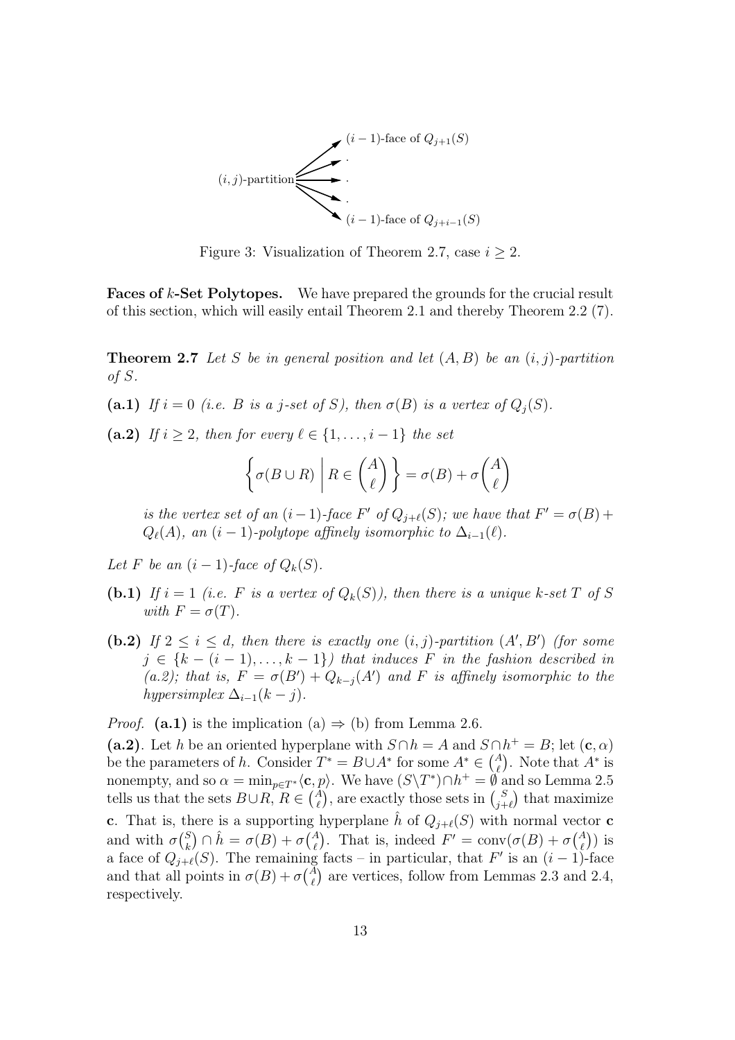Figure 3: Visualization of Theorem 2.7, case $i \geq 2$.

**Faces of $k$-Set Polytopes.** We have prepared the grounds for the crucial result of this section, which will easily entail Theorem 2.1 and thereby Theorem 2.2 (7).

**Theorem 2.7** *Let $S$ be in general position and let $(A, B)$ be an $(i, j)$-partition of $S$.*

**(a.1)** *If $i = 0$ (i.e. $B$ is a $j$-set of $S$), then $\sigma(B)$ is a vertex of $Q_j(S)$.*

**(a.2)** *If $i \geq 2$, then for every $\ell \in \{1, \ldots, i-1\}$ the set*

$$\left\{ \sigma(B \cup R) \,\middle|\, R \in \binom{A}{\ell} \right\} = \sigma(B) + \sigma\binom{A}{\ell}$$

*is the vertex set of an $(i-1)$-face $F'$ of $Q_{j+\ell}(S)$; we have that $F' = \sigma(B) + Q_\ell(A)$, an $(i-1)$-polytope affinely isomorphic to $\Delta_{i-1}(\ell)$.*

*Let $F$ be an $(i-1)$-face of $Q_k(S)$.*

**(b.1)** *If $i = 1$ (i.e. $F$ is a vertex of $Q_k(S)$), then there is a unique $k$-set $T$ of $S$ with $F = \sigma(T)$.*

**(b.2)** *If $2 \leq i \leq d$, then there is exactly one $(i, j)$-partition $(A', B')$ (for some $j \in \{k - (i-1), \ldots, k-1\}$) that induces $F$ in the fashion described in (a.2); that is, $F = \sigma(B') + Q_{k-j}(A')$ and $F$ is affinely isomorphic to the hypersimplex $\Delta_{i-1}(k-j)$.*

*Proof.* **(a.1)** is the implication (a) $\Rightarrow$ (b) from Lemma 2.6.

**(a.2)**. Let $h$ be an oriented hyperplane with $S \cap h = A$ and $S \cap h^+ = B$; let $(\mathbf{c}, \alpha)$ be the parameters of $h$. Consider $T^* = B \cup A^*$ for some $A^* \in \binom{A}{\ell}$. Note that $A^*$ is nonempty, and so $\alpha = \min_{p \in T^*} \langle \mathbf{c}, p \rangle$. We have $(S \setminus T^*) \cap h^+ = \emptyset$ and so Lemma 2.5 tells us that the sets $B \cup R$, $R \in \binom{A}{\ell}$, are exactly those sets in $\binom{S}{j+\ell}$ that maximize $\mathbf{c}$. That is, there is a supporting hyperplane $\hat{h}$ of $Q_{j+\ell}(S)$ with normal vector $\mathbf{c}$ and with $\sigma\binom{S}{k} \cap \hat{h} = \sigma(B) + \sigma\binom{A}{\ell}$. That is, indeed $F' = \operatorname{conv}(\sigma(B) + \sigma\binom{A}{\ell})$ is a face of $Q_{j+\ell}(S)$. The remaining facts – in particular, that $F'$ is an $(i-1)$-face and that all points in $\sigma(B) + \sigma\binom{A}{\ell}$ are vertices, follow from Lemmas 2.3 and 2.4, respectively.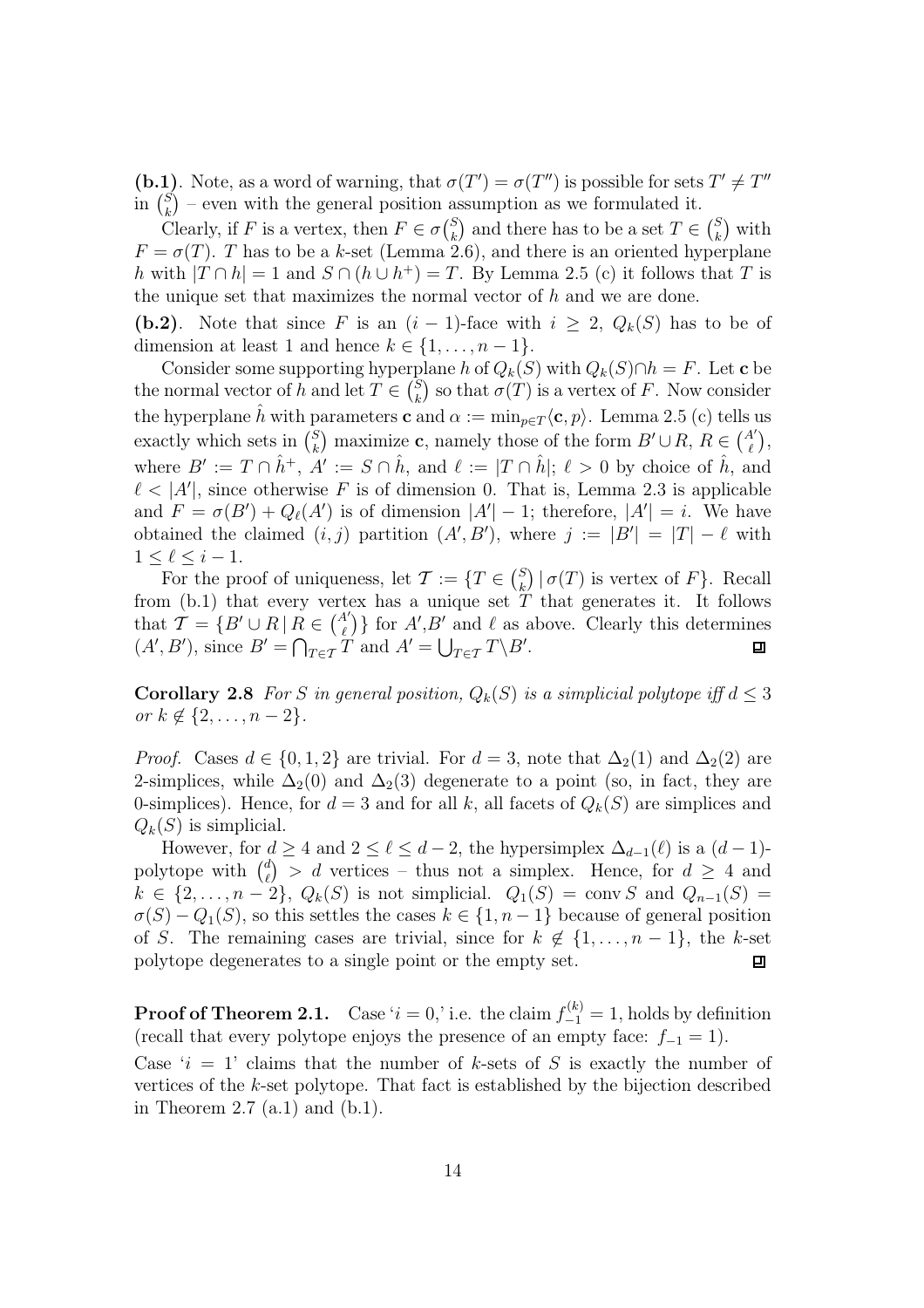**(b.1)**. Note, as a word of warning, that $\sigma(T') = \sigma(T'')$ is possible for sets $T' \neq T''$ in $\binom{S}{k}$ – even with the general position assumption as we formulated it.

Clearly, if $F$ is a vertex, then $F \in \sigma\binom{S}{k}$ and there has to be a set $T \in \binom{S}{k}$ with $F = \sigma(T)$. $T$ has to be a $k$-set (Lemma 2.6), and there is an oriented hyperplane $h$ with $|T \cap h| = 1$ and $S \cap (h \cup h^+) = T$. By Lemma 2.5 (c) it follows that $T$ is the unique set that maximizes the normal vector of $h$ and we are done.

**(b.2)**. Note that since $F$ is an $(i-1)$-face with $i \geq 2$, $Q_k(S)$ has to be of dimension at least 1 and hence $k \in \{1, \dots, n-1\}$.

Consider some supporting hyperplane $h$ of $Q_k(S)$ with $Q_k(S) \cap h = F$. Let $\mathbf{c}$ be the normal vector of $h$ and let $T \in \binom{S}{k}$ so that $\sigma(T)$ is a vertex of $F$. Now consider the hyperplane $\hat{h}$ with parameters $\mathbf{c}$ and $\alpha := \min_{p \in T} \langle \mathbf{c}, p \rangle$. Lemma 2.5 (c) tells us exactly which sets in $\binom{S}{k}$ maximize $\mathbf{c}$, namely those of the form $B' \cup R$, $R \in \binom{A'}{\ell}$, where $B' := T \cap \hat{h}^+$, $A' := S \cap \hat{h}$, and $\ell := |T \cap \hat{h}|$; $\ell > 0$ by choice of $\hat{h}$, and $\ell < |A'|$, since otherwise $F$ is of dimension 0. That is, Lemma 2.3 is applicable and $F = \sigma(B') + Q_\ell(A')$ is of dimension $|A'| - 1$; therefore, $|A'| = i$. We have obtained the claimed $(i,j)$ partition $(A', B')$, where $j := |B'| = |T| - \ell$ with $1 \leq \ell \leq i-1$.

For the proof of uniqueness, let $\mathcal{T} := \{T \in \binom{S}{k} \mid \sigma(T) \text{ is vertex of } F\}$. Recall from (b.1) that every vertex has a unique set $T$ that generates it. It follows that $\mathcal{T} = \{B' \cup R \mid R \in \binom{A'}{\ell}\}$ for $A'$,$B'$ and $\ell$ as above. Clearly this determines $(A', B')$, since $B' = \bigcap_{T \in \mathcal{T}} T$ and $A' = \bigcup_{T \in \mathcal{T}} T \backslash B'$. ∎

**Corollary 2.8** *For $S$ in general position, $Q_k(S)$ is a simplicial polytope iff $d \leq 3$ or $k \notin \{2, \dots, n-2\}$.*

*Proof.* Cases $d \in \{0, 1, 2\}$ are trivial. For $d = 3$, note that $\Delta_2(1)$ and $\Delta_2(2)$ are 2-simplices, while $\Delta_2(0)$ and $\Delta_2(3)$ degenerate to a point (so, in fact, they are 0-simplices). Hence, for $d = 3$ and for all $k$, all facets of $Q_k(S)$ are simplices and $Q_k(S)$ is simplicial.

However, for $d \geq 4$ and $2 \leq \ell \leq d-2$, the hypersimplex $\Delta_{d-1}(\ell)$ is a $(d-1)$-polytope with $\binom{d}{\ell} > d$ vertices – thus not a simplex. Hence, for $d \geq 4$ and $k \in \{2, \dots, n-2\}$, $Q_k(S)$ is not simplicial. $Q_1(S) = \operatorname{conv} S$ and $Q_{n-1}(S) = \sigma(S) - Q_1(S)$, so this settles the cases $k \in \{1, n-1\}$ because of general position of $S$. The remaining cases are trivial, since for $k \notin \{1, \dots, n-1\}$, the $k$-set polytope degenerates to a single point or the empty set. ∎

**Proof of Theorem 2.1.** Case '$i = 0$,' i.e. the claim $f_{-1}^{(k)} = 1$, holds by definition (recall that every polytope enjoys the presence of an empty face: $f_{-1} = 1$).

Case '$i = 1$' claims that the number of $k$-sets of $S$ is exactly the number of vertices of the $k$-set polytope. That fact is established by the bijection described in Theorem 2.7 (a.1) and (b.1).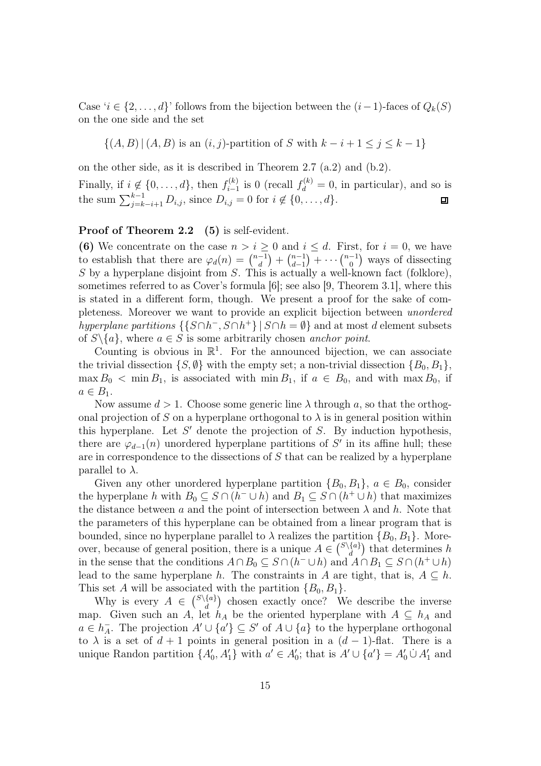Case '$i \in \{2, \ldots, d\}$' follows from the bijection between the $(i-1)$-faces of $Q_k(S)$ on the one side and the set

$$\{(A, B) \,|\, (A, B) \text{ is an } (i, j)\text{-partition of } S \text{ with } k - i + 1 \le j \le k - 1\}$$

on the other side, as it is described in Theorem 2.7 (a.2) and (b.2).

Finally, if $i \notin \{0, \ldots, d\}$, then $f_{i-1}^{(k)}$ is 0 (recall $f_d^{(k)} = 0$, in particular), and so is the sum $\sum_{j=k-i+1}^{k-1} D_{i,j}$, since $D_{i,j} = 0$ for $i \notin \{0, \ldots, d\}$. ◻

**Proof of Theorem 2.2** **(5)** is self-evident.

**(6)** We concentrate on the case $n > i \ge 0$ and $i \le d$. First, for $i = 0$, we have to establish that there are $\varphi_d(n) = \binom{n-1}{d} + \binom{n-1}{d-1} + \cdots \binom{n-1}{0}$ ways of dissecting $S$ by a hyperplane disjoint from $S$. This is actually a well-known fact (folklore), sometimes referred to as Cover's formula [6]; see also [9, Theorem 3.1], where this is stated in a different form, though. We present a proof for the sake of completeness. Moreover we want to provide an explicit bijection between *unordered hyperplane partitions* $\{\{S \cap h^-, S \cap h^+\} \,|\, S \cap h = \emptyset\}$ and at most $d$ element subsets of $S \backslash \{a\}$, where $a \in S$ is some arbitrarily chosen *anchor point*.

Counting is obvious in $\mathbb{R}^1$. For the announced bijection, we can associate the trivial dissection $\{S, \emptyset\}$ with the empty set; a non-trivial dissection $\{B_0, B_1\}$, $\max B_0 < \min B_1$, is associated with $\min B_1$, if $a \in B_0$, and with $\max B_0$, if $a \in B_1$.

Now assume $d > 1$. Choose some generic line $\lambda$ through $a$, so that the orthogonal projection of $S$ on a hyperplane orthogonal to $\lambda$ is in general position within this hyperplane. Let $S'$ denote the projection of $S$. By induction hypothesis, there are $\varphi_{d-1}(n)$ unordered hyperplane partitions of $S'$ in its affine hull; these are in correspondence to the dissections of $S$ that can be realized by a hyperplane parallel to $\lambda$.

Given any other unordered hyperplane partition $\{B_0, B_1\}$, $a \in B_0$, consider the hyperplane $h$ with $B_0 \subseteq S \cap (h^- \cup h)$ and $B_1 \subseteq S \cap (h^+ \cup h)$ that maximizes the distance between $a$ and the point of intersection between $\lambda$ and $h$. Note that the parameters of this hyperplane can be obtained from a linear program that is bounded, since no hyperplane parallel to $\lambda$ realizes the partition $\{B_0, B_1\}$. Moreover, because of general position, there is a unique $A \in \binom{S \backslash \{a\}}{d}$ that determines $h$ in the sense that the conditions $A \cap B_0 \subseteq S \cap (h^- \cup h)$ and $A \cap B_1 \subseteq S \cap (h^+ \cup h)$ lead to the same hyperplane $h$. The constraints in $A$ are tight, that is, $A \subseteq h$. This set $A$ will be associated with the partition $\{B_0, B_1\}$.

Why is every $A \in \binom{S \backslash \{a\}}{d}$ chosen exactly once? We describe the inverse map. Given such an $A$, let $h_A$ be the oriented hyperplane with $A \subseteq h_A$ and $a \in h_A^-$. The projection $A' \cup \{a'\} \subseteq S'$ of $A \cup \{a\}$ to the hyperplane orthogonal to $\lambda$ is a set of $d + 1$ points in general position in a $(d-1)$-flat. There is a unique Randon partition $\{A'_0, A'_1\}$ with $a' \in A'_0$; that is $A' \cup \{a'\} = A'_0 \,\dot\cup\, A'_1$ and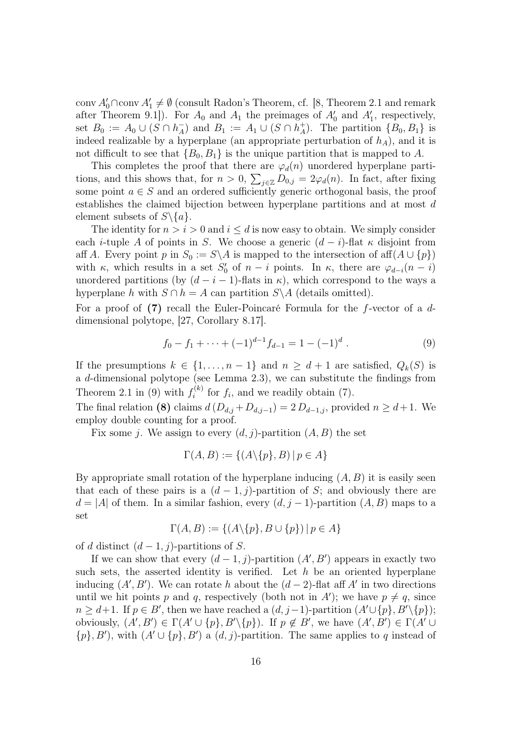conv $A'_0 \cap$ conv $A'_1 \neq \emptyset$ (consult Radon's Theorem, cf. [8, Theorem 2.1 and remark after Theorem 9.1]). For $A_0$ and $A_1$ the preimages of $A'_0$ and $A'_1$, respectively, set $B_0 := A_0 \cup (S \cap h_A^-)$ and $B_1 := A_1 \cup (S \cap h_A^+)$. The partition $\{B_0, B_1\}$ is indeed realizable by a hyperplane (an appropriate perturbation of $h_A$), and it is not difficult to see that $\{B_0, B_1\}$ is the unique partition that is mapped to $A$.

This completes the proof that there are $\varphi_d(n)$ unordered hyperplane partitions, and this shows that, for $n > 0$, $\sum_{j\in\mathbb{Z}} D_{0,j} = 2\varphi_d(n)$. In fact, after fixing some point $a \in S$ and an ordered sufficiently generic orthogonal basis, the proof establishes the claimed bijection between hyperplane partitions and at most $d$ element subsets of $S\backslash\{a\}$.

The identity for $n > i > 0$ and $i \leq d$ is now easy to obtain. We simply consider each $i$-tuple $A$ of points in $S$. We choose a generic $(d-i)$-flat $\kappa$ disjoint from aff $A$. Every point $p$ in $S_0 := S\backslash A$ is mapped to the intersection of aff$(A \cup \{p\})$ with $\kappa$, which results in a set $S'_0$ of $n-i$ points. In $\kappa$, there are $\varphi_{d-i}(n-i)$ unordered partitions (by $(d-i-1)$-flats in $\kappa$), which correspond to the ways a hyperplane $h$ with $S \cap h = A$ can partition $S\backslash A$ (details omitted).

For a proof of **(7)** recall the Euler-Poincaré Formula for the $f$-vector of a $d$-dimensional polytope, [27, Corollary 8.17].

$$f_0 - f_1 + \cdots + (-1)^{d-1} f_{d-1} = 1 - (-1)^d \; . \tag{9}$$

If the presumptions $k \in \{1, \ldots, n-1\}$ and $n \geq d+1$ are satisfied, $Q_k(S)$ is a $d$-dimensional polytope (see Lemma 2.3), we can substitute the findings from Theorem 2.1 in (9) with $f_i^{(k)}$ for $f_i$, and we readily obtain (7).

The final relation **(8)** claims $d\,(D_{d,j} + D_{d,j-1}) = 2\,D_{d-1,j}$, provided $n \geq d+1$. We employ double counting for a proof.

Fix some $j$. We assign to every $(d,j)$-partition $(A, B)$ the set

$$\Gamma(A, B) := \{(A\backslash\{p\}, B) \,|\, p \in A\}$$

By appropriate small rotation of the hyperplane inducing $(A, B)$ it is easily seen that each of these pairs is a $(d-1, j)$-partition of $S$; and obviously there are $d = |A|$ of them. In a similar fashion, every $(d, j-1)$-partition $(A, B)$ maps to a set

$$\Gamma(A, B) := \{(A\backslash\{p\}, B \cup \{p\}) \,|\, p \in A\}$$

of $d$ distinct $(d-1, j)$-partitions of $S$.

If we can show that every $(d-1, j)$-partition $(A', B')$ appears in exactly two such sets, the asserted identity is verified. Let $h$ be an oriented hyperplane inducing $(A', B')$. We can rotate $h$ about the $(d-2)$-flat aff $A'$ in two directions until we hit points $p$ and $q$, respectively (both not in $A'$); we have $p \neq q$, since $n \geq d+1$. If $p \in B'$, then we have reached a $(d, j-1)$-partition $(A' \cup \{p\}, B'\backslash\{p\})$; obviously, $(A', B') \in \Gamma(A' \cup \{p\}, B'\backslash\{p\})$. If $p \notin B'$, we have $(A', B') \in \Gamma(A' \cup \{p\}, B')$, with $(A' \cup \{p\}, B')$ a $(d, j)$-partition. The same applies to $q$ instead of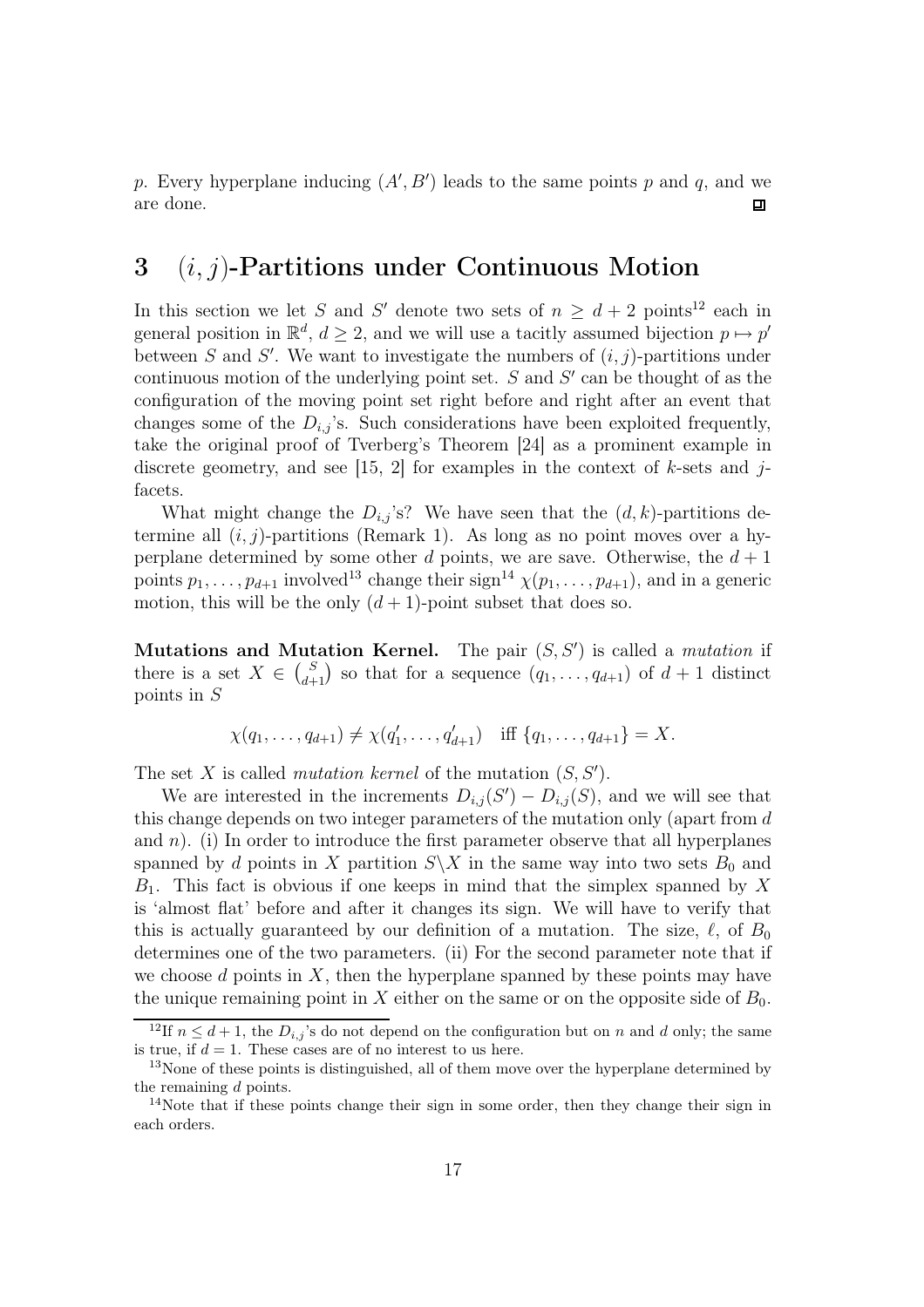$p$. Every hyperplane inducing $(A', B')$ leads to the same points $p$ and $q$, and we are done. ◻

# 3 $(i, j)$-Partitions under Continuous Motion

In this section we let $S$ and $S'$ denote two sets of $n \geq d+2$ points[12] each in general position in $\mathbb{R}^d$, $d \geq 2$, and we will use a tacitly assumed bijection $p \mapsto p'$ between $S$ and $S'$. We want to investigate the numbers of $(i, j)$-partitions under continuous motion of the underlying point set. $S$ and $S'$ can be thought of as the configuration of the moving point set right before and right after an event that changes some of the $D_{i,j}$'s. Such considerations have been exploited frequently, take the original proof of Tverberg's Theorem [24] as a prominent example in discrete geometry, and see [15, 2] for examples in the context of $k$-sets and $j$-facets.

What might change the $D_{i,j}$'s? We have seen that the $(d, k)$-partitions determine all $(i, j)$-partitions (Remark 1). As long as no point moves over a hyperplane determined by some other $d$ points, we are save. Otherwise, the $d+1$ points $p_1, \ldots, p_{d+1}$ involved[13] change their sign[14] $\chi(p_1, \ldots, p_{d+1})$, and in a generic motion, this will be the only $(d+1)$-point subset that does so.

**Mutations and Mutation Kernel.** The pair $(S, S')$ is called a *mutation* if there is a set $X \in \binom{S}{d+1}$ so that for a sequence $(q_1, \ldots, q_{d+1})$ of $d+1$ distinct points in $S$

$$\chi(q_1, \ldots, q_{d+1}) \neq \chi(q'_1, \ldots, q'_{d+1}) \quad \text{iff } \{q_1, \ldots, q_{d+1}\} = X.$$

The set $X$ is called *mutation kernel* of the mutation $(S, S')$.

We are interested in the increments $D_{i,j}(S') - D_{i,j}(S)$, and we will see that this change depends on two integer parameters of the mutation only (apart from $d$ and $n$). (i) In order to introduce the first parameter observe that all hyperplanes spanned by $d$ points in $X$ partition $S \backslash X$ in the same way into two sets $B_0$ and $B_1$. This fact is obvious if one keeps in mind that the simplex spanned by $X$ is 'almost flat' before and after it changes its sign. We will have to verify that this is actually guaranteed by our definition of a mutation. The size, $\ell$, of $B_0$ determines one of the two parameters. (ii) For the second parameter note that if we choose $d$ points in $X$, then the hyperplane spanned by these points may have the unique remaining point in $X$ either on the same or on the opposite side of $B_0$.

---

[12] If $n \leq d+1$, the $D_{i,j}$'s do not depend on the configuration but on $n$ and $d$ only; the same is true, if $d = 1$. These cases are of no interest to us here.

[13] None of these points is distinguished, all of them move over the hyperplane determined by the remaining $d$ points.

[14] Note that if these points change their sign in some order, then they change their sign in each orders.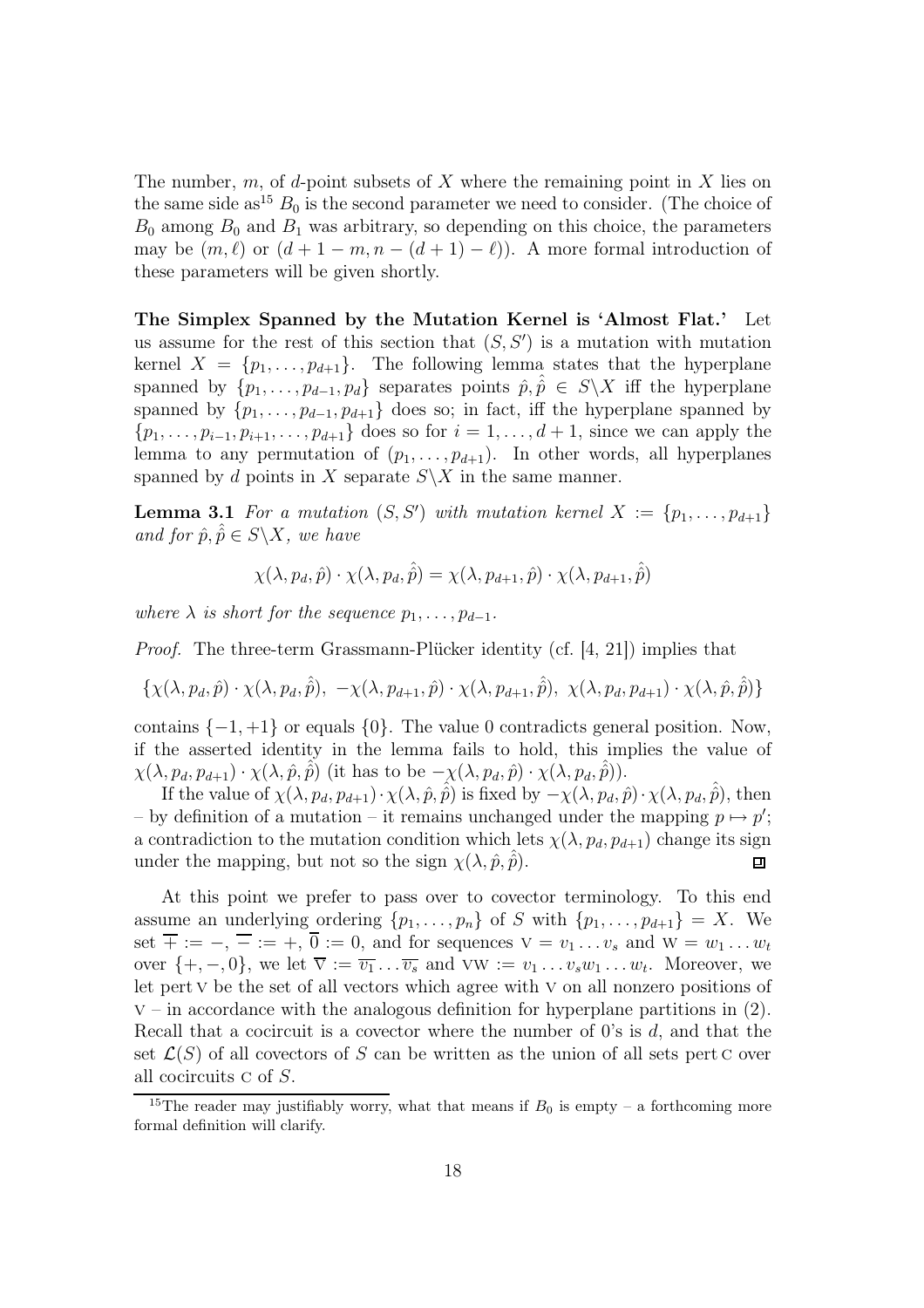The number, $m$, of $d$-point subsets of $X$ where the remaining point in $X$ lies on the same side as[15] $B_0$ is the second parameter we need to consider. (The choice of $B_0$ among $B_0$ and $B_1$ was arbitrary, so depending on this choice, the parameters may be $(m, \ell)$ or $(d+1-m, n-(d+1)-\ell)$). A more formal introduction of these parameters will be given shortly.

**The Simplex Spanned by the Mutation Kernel is 'Almost Flat.'** Let us assume for the rest of this section that $(S, S')$ is a mutation with mutation kernel $X = \{p_1, \ldots, p_{d+1}\}$. The following lemma states that the hyperplane spanned by $\{p_1, \ldots, p_{d-1}, p_d\}$ separates points $\hat{p}, \hat{\hat{p}} \in S \backslash X$ iff the hyperplane spanned by $\{p_1, \ldots, p_{d-1}, p_{d+1}\}$ does so; in fact, iff the hyperplane spanned by $\{p_1, \ldots, p_{i-1}, p_{i+1}, \ldots, p_{d+1}\}$ does so for $i = 1, \ldots, d+1$, since we can apply the lemma to any permutation of $(p_1, \ldots, p_{d+1})$. In other words, all hyperplanes spanned by $d$ points in $X$ separate $S \backslash X$ in the same manner.

**Lemma 3.1** *For a mutation $(S, S')$ with mutation kernel $X := \{p_1, \ldots, p_{d+1}\}$ and for $\hat{p}, \hat{\hat{p}} \in S \backslash X$, we have*

$$\chi(\lambda, p_d, \hat{p}) \cdot \chi(\lambda, p_d, \hat{\hat{p}}) = \chi(\lambda, p_{d+1}, \hat{p}) \cdot \chi(\lambda, p_{d+1}, \hat{\hat{p}})$$

*where $\lambda$ is short for the sequence $p_1, \ldots, p_{d-1}$.*

*Proof.* The three-term Grassmann-Plücker identity (cf. [4, 21]) implies that

$$\{\chi(\lambda, p_d, \hat{p}) \cdot \chi(\lambda, p_d, \hat{\hat{p}}),\ -\chi(\lambda, p_{d+1}, \hat{p}) \cdot \chi(\lambda, p_{d+1}, \hat{\hat{p}}),\ \chi(\lambda, p_d, p_{d+1}) \cdot \chi(\lambda, \hat{p}, \hat{\hat{p}})\}$$

contains $\{-1, +1\}$ or equals $\{0\}$. The value 0 contradicts general position. Now, if the asserted identity in the lemma fails to hold, this implies the value of $\chi(\lambda, p_d, p_{d+1}) \cdot \chi(\lambda, \hat{p}, \hat{\hat{p}})$ (it has to be $-\chi(\lambda, p_d, \hat{p}) \cdot \chi(\lambda, p_d, \hat{\hat{p}})$).

If the value of $\chi(\lambda, p_d, p_{d+1}) \cdot \chi(\lambda, \hat{p}, \hat{\hat{p}})$ is fixed by $-\chi(\lambda, p_d, \hat{p}) \cdot \chi(\lambda, p_d, \hat{\hat{p}})$, then – by definition of a mutation – it remains unchanged under the mapping $p \mapsto p'$; a contradiction to the mutation condition which lets $\chi(\lambda, p_d, p_{d+1})$ change its sign under the mapping, but not so the sign $\chi(\lambda, \hat{p}, \hat{\hat{p}})$. ◻

At this point we prefer to pass over to covector terminology. To this end assume an underlying ordering $\{p_1, \ldots, p_n\}$ of $S$ with $\{p_1, \ldots, p_{d+1}\} = X$. We set $\overline{+} := -$, $\overline{-} := +$, $\overline{0} := 0$, and for sequences $\mathrm{V} = v_1 \ldots v_s$ and $\mathrm{W} = w_1 \ldots w_t$ over $\{+, -, 0\}$, we let $\overline{\mathrm{V}} := \overline{v_1} \ldots \overline{v_s}$ and $\mathrm{VW} := v_1 \ldots v_s w_1 \ldots w_t$. Moreover, we let $\mathrm{pert}\,\mathrm{V}$ be the set of all vectors which agree with $\mathrm{V}$ on all nonzero positions of $\mathrm{V}$ – in accordance with the analogous definition for hyperplane partitions in (2). Recall that a cocircuit is a covector where the number of 0's is $d$, and that the set $\mathcal{L}(S)$ of all covectors of $S$ can be written as the union of all sets $\mathrm{pert}\,\mathrm{C}$ over all cocircuits $\mathrm{C}$ of $S$.

[15] The reader may justifiably worry, what that means if $B_0$ is empty – a forthcoming more formal definition will clarify.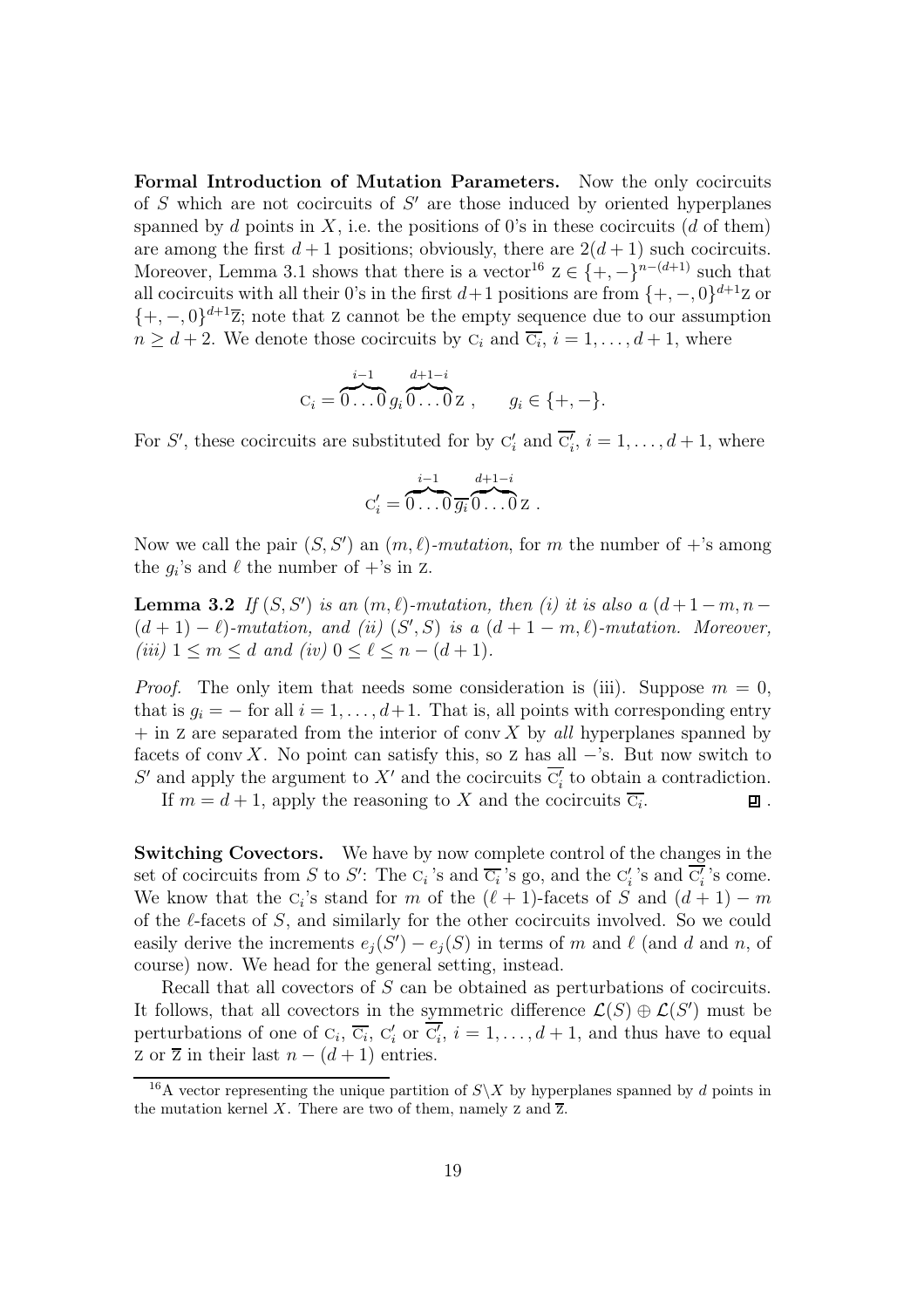**Formal Introduction of Mutation Parameters.** Now the only cocircuits of $S$ which are not cocircuits of $S'$ are those induced by oriented hyperplanes spanned by $d$ points in $X$, i.e. the positions of 0's in these cocircuits ($d$ of them) are among the first $d+1$ positions; obviously, there are $2(d+1)$ such cocircuits. Moreover, Lemma 3.1 shows that there is a vector[16] $\mathrm{z} \in \{+,-\}^{n-(d+1)}$ such that all cocircuits with all their 0's in the first $d+1$ positions are from $\{+,-,0\}^{d+1}\mathrm{z}$ or $\{+,-,0\}^{d+1}\overline{\mathrm{z}}$; note that z cannot be the empty sequence due to our assumption $n \geq d+2$. We denote those cocircuits by $\mathrm{c}_i$ and $\overline{\mathrm{c}_i}$, $i = 1, \ldots, d+1$, where

$$\mathrm{c}_i = \overbrace{0\ldots0}^{i-1} g_i \overbrace{0\ldots0}^{d+1-i}\mathrm{z}\ , \qquad g_i \in \{+,-\}.$$

For $S'$, these cocircuits are substituted for by $\mathrm{c}'_i$ and $\overline{\mathrm{c}'_i}$, $i = 1, \ldots, d+1$, where

$$\mathrm{c}'_i = \overbrace{0\ldots0}^{i-1} \overline{g_i} \overbrace{0\ldots0}^{d+1-i}\mathrm{z}\ .$$

Now we call the pair $(S, S')$ an $(m, \ell)$*-mutation*, for $m$ the number of $+$'s among the $g_i$'s and $\ell$ the number of $+$'s in z.

**Lemma 3.2** *If $(S, S')$ is an $(m, \ell)$-mutation, then (i) it is also a $(d+1-m, n-(d+1)-\ell)$-mutation, and (ii) $(S', S)$ is a $(d+1-m, \ell)$-mutation. Moreover, (iii) $1 \leq m \leq d$ and (iv) $0 \leq \ell \leq n-(d+1)$.*

*Proof.* The only item that needs some consideration is (iii). Suppose $m = 0$, that is $g_i = -$ for all $i = 1, \ldots, d+1$. That is, all points with corresponding entry $+$ in z are separated from the interior of conv $X$ by *all* hyperplanes spanned by facets of conv $X$. No point can satisfy this, so z has all $-$'s. But now switch to $S'$ and apply the argument to $X'$ and the cocircuits $\overline{\mathrm{c}'_i}$ to obtain a contradiction.

If $m = d+1$, apply the reasoning to $X$ and the cocircuits $\overline{\mathrm{c}_i}$. ∎.

**Switching Covectors.** We have by now complete control of the changes in the set of cocircuits from $S$ to $S'$: The $\mathrm{c}_i$'s and $\overline{\mathrm{c}_i}$'s go, and the $\mathrm{c}'_i$'s and $\overline{\mathrm{c}'_i}$'s come. We know that the $\mathrm{c}_i$'s stand for $m$ of the $(\ell+1)$-facets of $S$ and $(d+1)-m$ of the $\ell$-facets of $S$, and similarly for the other cocircuits involved. So we could easily derive the increments $e_j(S') - e_j(S)$ in terms of $m$ and $\ell$ (and $d$ and $n$, of course) now. We head for the general setting, instead.

Recall that all covectors of $S$ can be obtained as perturbations of cocircuits. It follows, that all covectors in the symmetric difference $\mathcal{L}(S) \oplus \mathcal{L}(S')$ must be perturbations of one of $\mathrm{c}_i$, $\overline{\mathrm{c}_i}$, $\mathrm{c}'_i$ or $\overline{\mathrm{c}'_i}$, $i = 1, \ldots, d+1$, and thus have to equal z or $\overline{\mathrm{z}}$ in their last $n-(d+1)$ entries.

[16] A vector representing the unique partition of $S \backslash X$ by hyperplanes spanned by $d$ points in the mutation kernel $X$. There are two of them, namely z and $\overline{\mathrm{z}}$.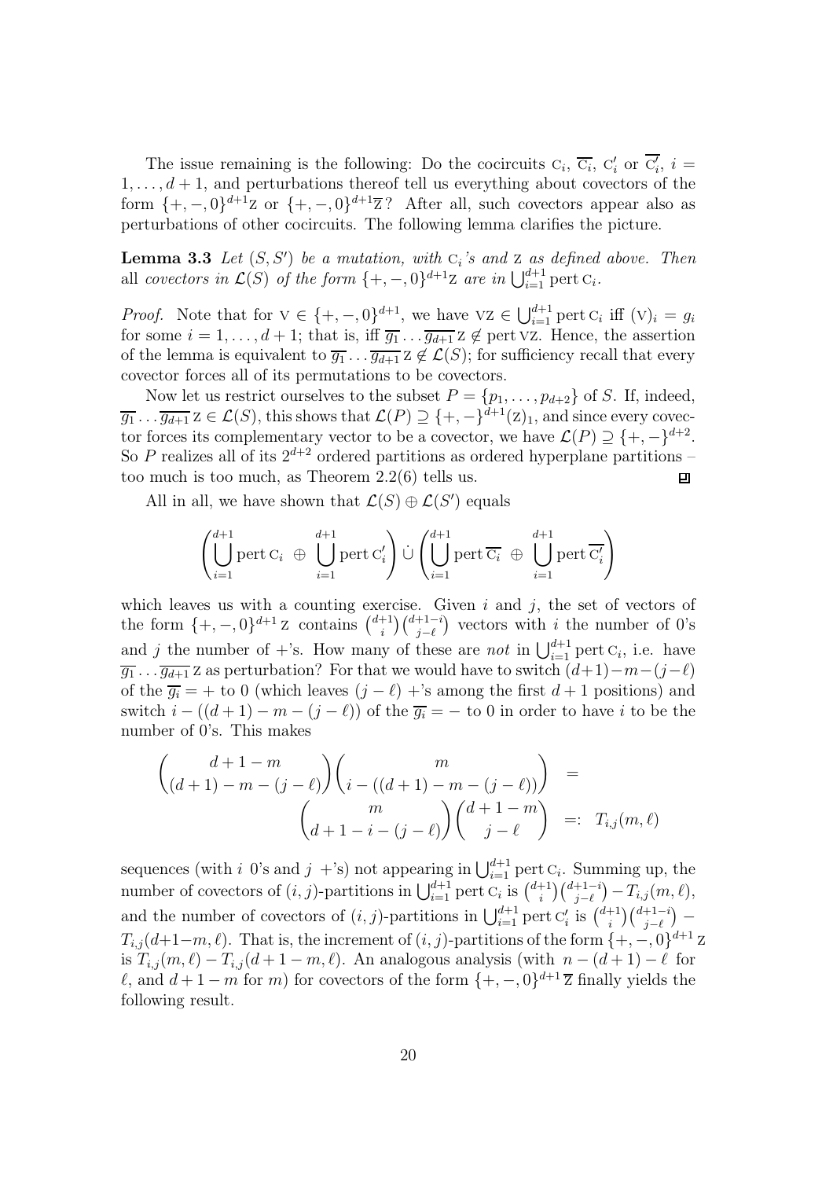The issue remaining is the following: Do the cocircuits $\mathrm{C}_i$, $\overline{\mathrm{C}_i}$, $\mathrm{C}'_i$ or $\overline{\mathrm{C}'_i}$, $i = 1, \ldots, d+1$, and perturbations thereof tell us everything about covectors of the form $\{+,-,0\}^{d+1}\mathrm{Z}$ or $\{+,-,0\}^{d+1}\overline{\mathrm{Z}}$? After all, such covectors appear also as perturbations of other cocircuits. The following lemma clarifies the picture.

**Lemma 3.3** *Let $(S, S')$ be a mutation, with $\mathrm{C}_i$'s and $\mathrm{Z}$ as defined above. Then* all *covectors in $\mathcal{L}(S)$ of the form $\{+,-,0\}^{d+1}\mathrm{Z}$ are in $\bigcup_{i=1}^{d+1} \operatorname{pert} \mathrm{C}_i$.*

*Proof.* Note that for $\mathrm{V} \in \{+,-,0\}^{d+1}$, we have $\mathrm{VZ} \in \bigcup_{i=1}^{d+1} \operatorname{pert} \mathrm{C}_i$ iff $(\mathrm{V})_i = g_i$ for some $i = 1, \ldots, d+1$; that is, iff $\overline{g_1} \ldots \overline{g_{d+1}}\,\mathrm{Z} \notin \operatorname{pert} \mathrm{VZ}$. Hence, the assertion of the lemma is equivalent to $\overline{g_1} \ldots \overline{g_{d+1}}\,\mathrm{Z} \notin \mathcal{L}(S)$; for sufficiency recall that every covector forces all of its permutations to be covectors.

Now let us restrict ourselves to the subset $P = \{p_1, \ldots, p_{d+2}\}$ of $S$. If, indeed, $\overline{g_1} \ldots \overline{g_{d+1}}\,\mathrm{Z} \in \mathcal{L}(S)$, this shows that $\mathcal{L}(P) \supseteq \{+,-\}^{d+1}(\mathrm{Z})_1$, and since every covector forces its complementary vector to be a covector, we have $\mathcal{L}(P) \supseteq \{+,-\}^{d+2}$. So $P$ realizes all of its $2^{d+2}$ ordered partitions as ordered hyperplane partitions – too much is too much, as Theorem 2.2(6) tells us. ∎

All in all, we have shown that $\mathcal{L}(S) \oplus \mathcal{L}(S')$ equals

$$\left( \bigcup_{i=1}^{d+1} \operatorname{pert} \mathrm{C}_i \;\oplus\; \bigcup_{i=1}^{d+1} \operatorname{pert} \mathrm{C}'_i \right) \dot\cup \left( \bigcup_{i=1}^{d+1} \operatorname{pert} \overline{\mathrm{C}_i} \;\oplus\; \bigcup_{i=1}^{d+1} \operatorname{pert} \overline{\mathrm{C}'_i} \right)$$

which leaves us with a counting exercise. Given $i$ and $j$, the set of vectors of the form $\{+,-,0\}^{d+1}\mathrm{Z}$ contains $\binom{d+1}{i}\binom{d+1-i}{j-\ell}$ vectors with $i$ the number of 0's and $j$ the number of $+$'s. How many of these are *not* in $\bigcup_{i=1}^{d+1} \operatorname{pert} \mathrm{C}_i$, i.e. have $\overline{g_1} \ldots \overline{g_{d+1}}\,\mathrm{Z}$ as perturbation? For that we would have to switch $(d+1)-m-(j-\ell)$ of the $\overline{g_i} = +$ to 0 (which leaves $(j-\ell)$ $+$'s among the first $d+1$ positions) and switch $i - ((d+1)-m-(j-\ell))$ of the $\overline{g_i} = -$ to 0 in order to have $i$ to be the number of 0's. This makes

$$\binom{d+1-m}{(d+1)-m-(j-\ell)}\binom{m}{i-((d+1)-m-(j-\ell))} \;=\; \binom{m}{d+1-i-(j-\ell)}\binom{d+1-m}{j-\ell} \;=:\; T_{i,j}(m,\ell)$$

sequences (with $i$ 0's and $j$ $+$'s) not appearing in $\bigcup_{i=1}^{d+1} \operatorname{pert} \mathrm{C}_i$. Summing up, the number of covectors of $(i,j)$-partitions in $\bigcup_{i=1}^{d+1} \operatorname{pert} \mathrm{C}_i$ is $\binom{d+1}{i}\binom{d+1-i}{j-\ell} - T_{i,j}(m,\ell)$, and the number of covectors of $(i,j)$-partitions in $\bigcup_{i=1}^{d+1} \operatorname{pert} \mathrm{C}'_i$ is $\binom{d+1}{i}\binom{d+1-i}{j-\ell} - T_{i,j}(d+1-m,\ell)$. That is, the increment of $(i,j)$-partitions of the form $\{+,-,0\}^{d+1}\mathrm{Z}$ is $T_{i,j}(m,\ell) - T_{i,j}(d+1-m,\ell)$. An analogous analysis (with $n-(d+1)-\ell$ for $\ell$, and $d+1-m$ for $m$) for covectors of the form $\{+,-,0\}^{d+1}\overline{\mathrm{Z}}$ finally yields the following result.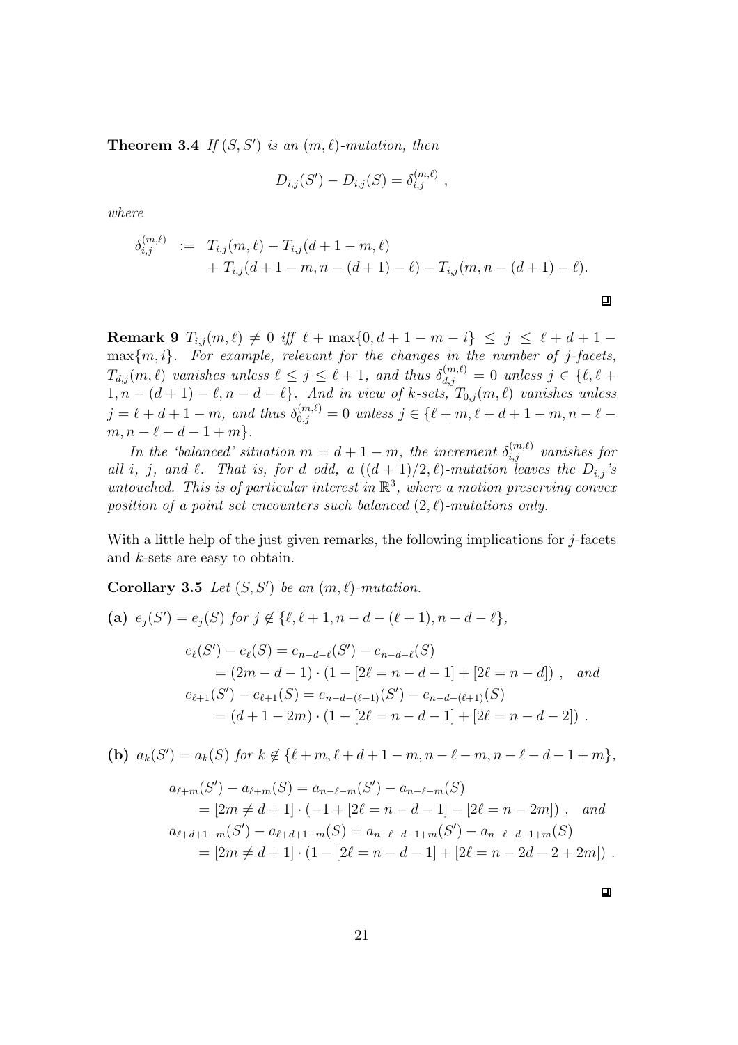**Theorem 3.4** *If $(S, S')$ is an $(m, \ell)$-mutation, then*

$$D_{i,j}(S') - D_{i,j}(S) = \delta_{i,j}^{(m,\ell)} ,$$

*where*

$$\begin{aligned}
\delta_{i,j}^{(m,\ell)} \;:=\; & T_{i,j}(m,\ell) - T_{i,j}(d+1-m,\ell) \\
& + T_{i,j}(d+1-m, n-(d+1)-\ell) - T_{i,j}(m, n-(d+1)-\ell).
\end{aligned}$$

□

**Remark 9** $T_{i,j}(m,\ell) \neq 0$ *iff* $\ell + \max\{0, d+1-m-i\} \leq j \leq \ell + d + 1 - \max\{m, i\}$. *For example, relevant for the changes in the number of $j$-facets, $T_{d,j}(m,\ell)$ vanishes unless $\ell \leq j \leq \ell+1$, and thus $\delta_{d,j}^{(m,\ell)} = 0$ unless $j \in \{\ell, \ell+1, n-(d+1)-\ell, n-d-\ell\}$. And in view of $k$-sets, $T_{0,j}(m,\ell)$ vanishes unless $j = \ell + d + 1 - m$, and thus $\delta_{0,j}^{(m,\ell)} = 0$ unless $j \in \{\ell+m, \ell+d+1-m, n-\ell-m, n-\ell-d-1+m\}$.*

*In the 'balanced' situation $m = d+1-m$, the increment $\delta_{i,j}^{(m,\ell)}$ vanishes for all $i$, $j$, and $\ell$. That is, for $d$ odd, a $((d+1)/2, \ell)$-mutation leaves the $D_{i,j}$'s untouched. This is of particular interest in $\mathbb{R}^3$, where a motion preserving convex position of a point set encounters such balanced $(2,\ell)$-mutations only.*

With a little help of the just given remarks, the following implications for $j$-facets and $k$-sets are easy to obtain.

**Corollary 3.5** *Let $(S, S')$ be an $(m, \ell)$-mutation.*

**(a)** $e_j(S') = e_j(S)$ *for* $j \notin \{\ell, \ell+1, n-d-(\ell+1), n-d-\ell\}$,

$$\begin{aligned}
e_\ell(S') - e_\ell(S) &= e_{n-d-\ell}(S') - e_{n-d-\ell}(S) \\
&= (2m-d-1) \cdot (1 - [2\ell = n-d-1] + [2\ell = n-d]) \;, \quad \textit{and} \\
e_{\ell+1}(S') - e_{\ell+1}(S) &= e_{n-d-(\ell+1)}(S') - e_{n-d-(\ell+1)}(S) \\
&= (d+1-2m) \cdot (1 - [2\ell = n-d-1] + [2\ell = n-d-2]) \;.
\end{aligned}$$

**(b)** $a_k(S') = a_k(S)$ *for* $k \notin \{\ell+m, \ell+d+1-m, n-\ell-m, n-\ell-d-1+m\}$,

$$\begin{aligned}
a_{\ell+m}(S') - a_{\ell+m}(S) &= a_{n-\ell-m}(S') - a_{n-\ell-m}(S) \\
&= [2m \neq d+1] \cdot (-1 + [2\ell = n-d-1] - [2\ell = n-2m]) \;, \quad \textit{and} \\
a_{\ell+d+1-m}(S') - a_{\ell+d+1-m}(S) &= a_{n-\ell-d-1+m}(S') - a_{n-\ell-d-1+m}(S) \\
&= [2m \neq d+1] \cdot (1 - [2\ell = n-d-1] + [2\ell = n-2d-2+2m]) \;.
\end{aligned}$$

□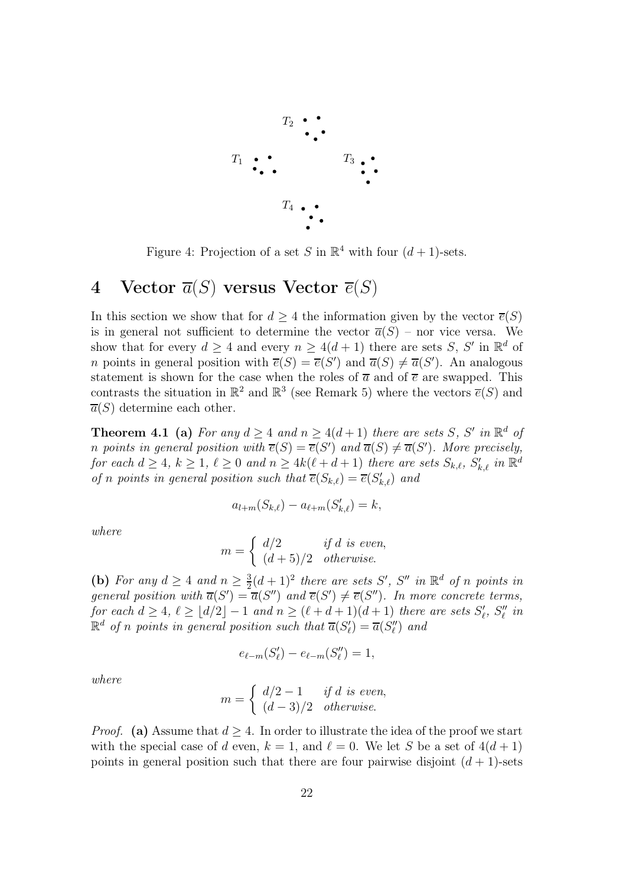Figure 4: Projection of a set $S$ in $\mathbb{R}^4$ with four $(d+1)$-sets.

# 4 Vector $\overline{a}(S)$ versus Vector $\overline{e}(S)$

In this section we show that for $d \geq 4$ the information given by the vector $\overline{e}(S)$ is in general not sufficient to determine the vector $\overline{a}(S)$ – nor vice versa. We show that for every $d \geq 4$ and every $n \geq 4(d+1)$ there are sets $S$, $S'$ in $\mathbb{R}^d$ of $n$ points in general position with $\overline{e}(S) = \overline{e}(S')$ and $\overline{a}(S) \neq \overline{a}(S')$. An analogous statement is shown for the case when the roles of $\overline{a}$ and of $\overline{e}$ are swapped. This contrasts the situation in $\mathbb{R}^2$ and $\mathbb{R}^3$ (see Remark 5) where the vectors $\overline{e}(S)$ and $\overline{a}(S)$ determine each other.

**Theorem 4.1** **(a)** *For any $d \geq 4$ and $n \geq 4(d+1)$ there are sets $S$, $S'$ in $\mathbb{R}^d$ of $n$ points in general position with $\overline{e}(S) = \overline{e}(S')$ and $\overline{a}(S) \neq \overline{a}(S')$. More precisely, for each $d \geq 4$, $k \geq 1$, $\ell \geq 0$ and $n \geq 4k(\ell + d + 1)$ there are sets $S_{k,\ell}$, $S'_{k,\ell}$ in $\mathbb{R}^d$ of $n$ points in general position such that $\overline{e}(S_{k,\ell}) = \overline{e}(S'_{k,\ell})$ and*

$$a_{l+m}(S_{k,\ell}) - a_{\ell+m}(S'_{k,\ell}) = k,$$

*where*

$$m = \begin{cases} d/2 & \text{if } d \text{ is even,} \\ (d+5)/2 & \text{otherwise.} \end{cases}$$

**(b)** *For any $d \geq 4$ and $n \geq \frac{3}{2}(d+1)^2$ there are sets $S'$, $S''$ in $\mathbb{R}^d$ of $n$ points in general position with $\overline{a}(S') = \overline{a}(S'')$ and $\overline{e}(S') \neq \overline{e}(S'')$. In more concrete terms, for each $d \geq 4$, $\ell \geq \lfloor d/2 \rfloor - 1$ and $n \geq (\ell + d + 1)(d+1)$ there are sets $S'_\ell$, $S''_\ell$ in $\mathbb{R}^d$ of $n$ points in general position such that $\overline{a}(S'_\ell) = \overline{a}(S''_\ell)$ and*

$$e_{\ell-m}(S'_\ell) - e_{\ell-m}(S''_\ell) = 1,$$

*where*

$$m = \begin{cases} d/2 - 1 & \text{if } d \text{ is even,} \\ (d-3)/2 & \text{otherwise.} \end{cases}$$

*Proof.* **(a)** Assume that $d \geq 4$. In order to illustrate the idea of the proof we start with the special case of $d$ even, $k = 1$, and $\ell = 0$. We let $S$ be a set of $4(d+1)$ points in general position such that there are four pairwise disjoint $(d+1)$-sets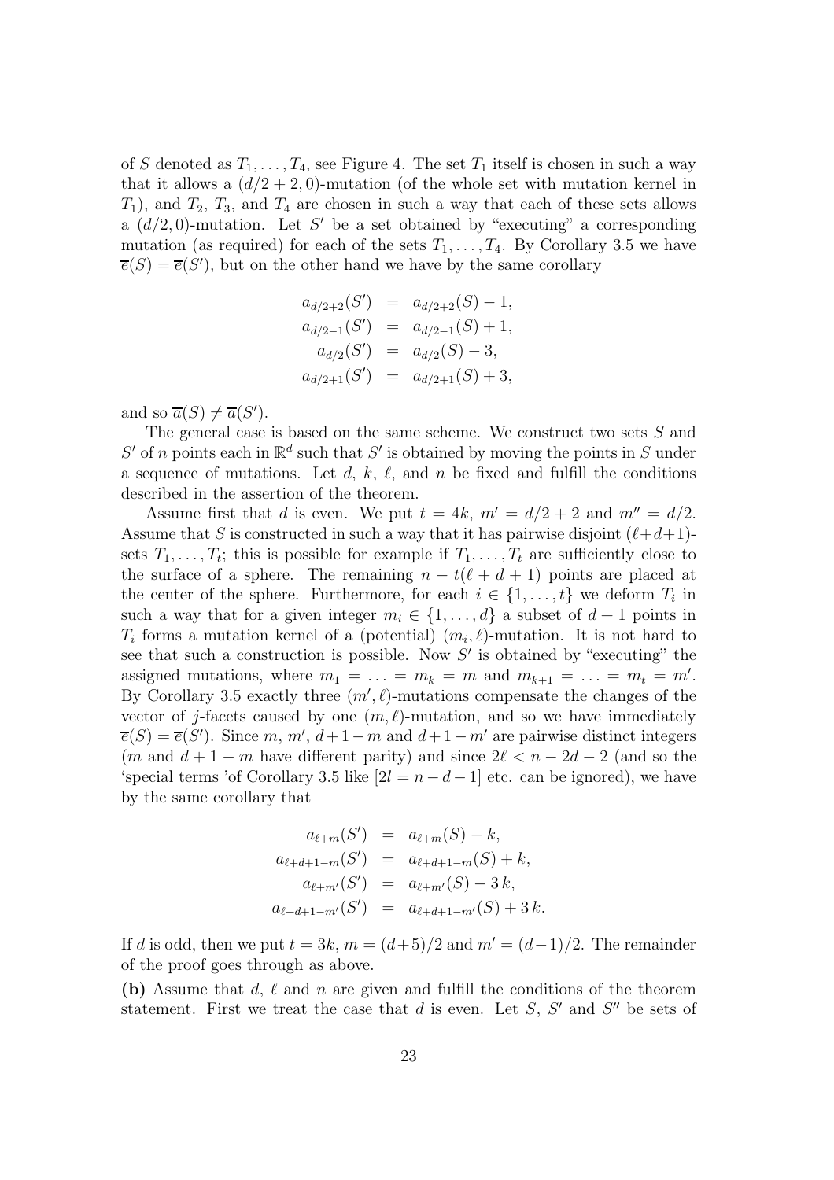of $S$ denoted as $T_1, \ldots, T_4$, see Figure 4. The set $T_1$ itself is chosen in such a way that it allows a $(d/2+2, 0)$-mutation (of the whole set with mutation kernel in $T_1$), and $T_2$, $T_3$, and $T_4$ are chosen in such a way that each of these sets allows a $(d/2, 0)$-mutation. Let $S'$ be a set obtained by "executing" a corresponding mutation (as required) for each of the sets $T_1, \ldots, T_4$. By Corollary 3.5 we have $\overline{e}(S) = \overline{e}(S')$, but on the other hand we have by the same corollary

$$\begin{aligned}
a_{d/2+2}(S') &= a_{d/2+2}(S) - 1, \\
a_{d/2-1}(S') &= a_{d/2-1}(S) + 1, \\
a_{d/2}(S') &= a_{d/2}(S) - 3, \\
a_{d/2+1}(S') &= a_{d/2+1}(S) + 3,
\end{aligned}$$

and so $\overline{a}(S) \neq \overline{a}(S')$.

The general case is based on the same scheme. We construct two sets $S$ and $S'$ of $n$ points each in $\mathbb{R}^d$ such that $S'$ is obtained by moving the points in $S$ under a sequence of mutations. Let $d$, $k$, $\ell$, and $n$ be fixed and fulfill the conditions described in the assertion of the theorem.

Assume first that $d$ is even. We put $t = 4k$, $m' = d/2+2$ and $m'' = d/2$. Assume that $S$ is constructed in such a way that it has pairwise disjoint $(\ell+d+1)$-sets $T_1, \ldots, T_t$; this is possible for example if $T_1, \ldots, T_t$ are sufficiently close to the surface of a sphere. The remaining $n - t(\ell + d + 1)$ points are placed at the center of the sphere. Furthermore, for each $i \in \{1, \ldots, t\}$ we deform $T_i$ in such a way that for a given integer $m_i \in \{1, \ldots, d\}$ a subset of $d+1$ points in $T_i$ forms a mutation kernel of a (potential) $(m_i, \ell)$-mutation. It is not hard to see that such a construction is possible. Now $S'$ is obtained by "executing" the assigned mutations, where $m_1 = \ldots = m_k = m$ and $m_{k+1} = \ldots = m_t = m'$. By Corollary 3.5 exactly three $(m', \ell)$-mutations compensate the changes of the vector of $j$-facets caused by one $(m, \ell)$-mutation, and so we have immediately $\overline{e}(S) = \overline{e}(S')$. Since $m$, $m'$, $d+1-m$ and $d+1-m'$ are pairwise distinct integers ($m$ and $d+1-m$ have different parity) and since $2\ell < n - 2d - 2$ (and so the 'special terms 'of Corollary 3.5 like $[2l = n-d-1]$ etc. can be ignored), we have by the same corollary that

$$\begin{aligned}
a_{\ell+m}(S') &= a_{\ell+m}(S) - k, \\
a_{\ell+d+1-m}(S') &= a_{\ell+d+1-m}(S) + k, \\
a_{\ell+m'}(S') &= a_{\ell+m'}(S) - 3\,k, \\
a_{\ell+d+1-m'}(S') &= a_{\ell+d+1-m'}(S) + 3\,k.
\end{aligned}$$

If $d$ is odd, then we put $t = 3k$, $m = (d+5)/2$ and $m' = (d-1)/2$. The remainder of the proof goes through as above.

**(b)** Assume that $d$, $\ell$ and $n$ are given and fulfill the conditions of the theorem statement. First we treat the case that $d$ is even. Let $S$, $S'$ and $S''$ be sets of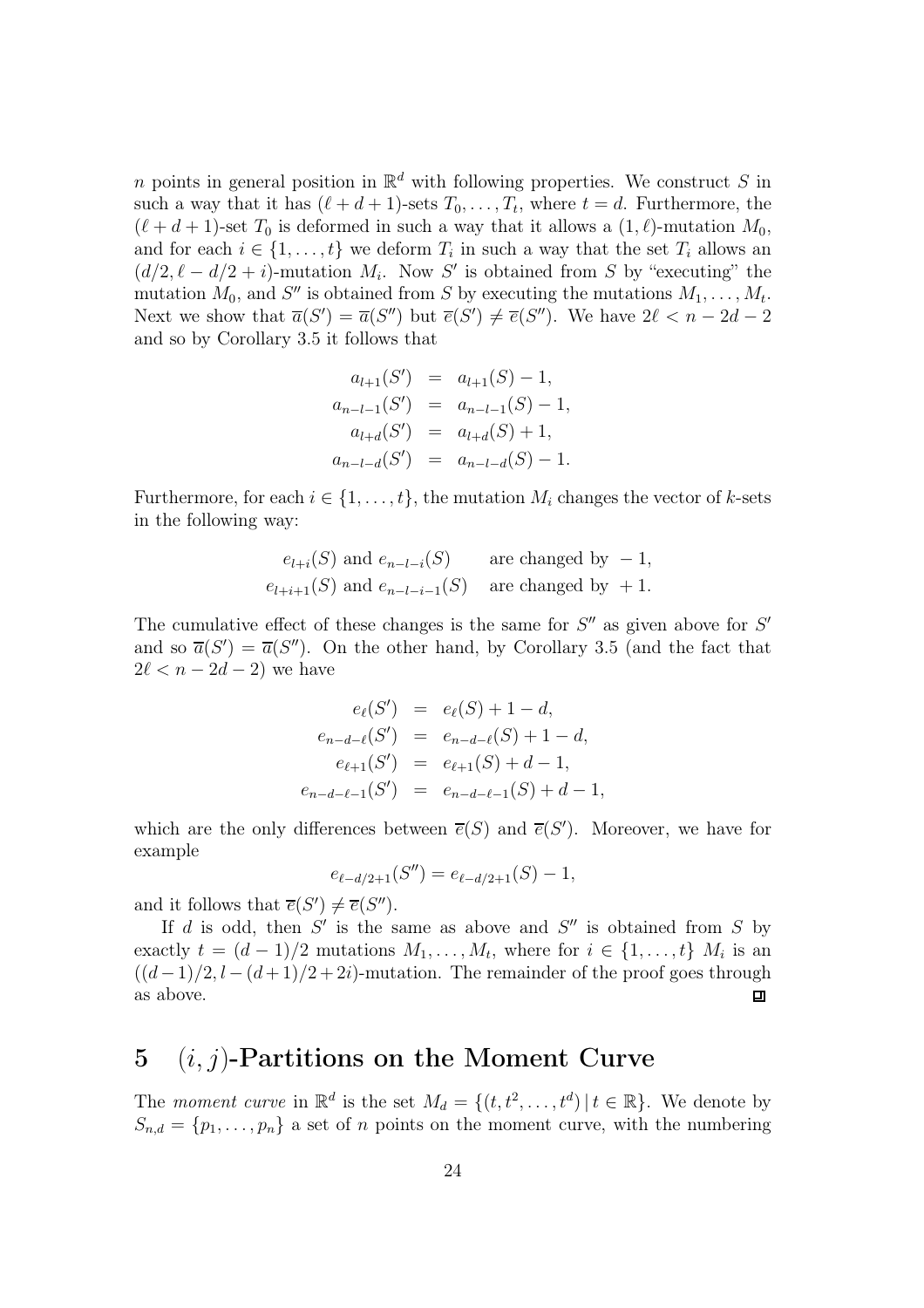$n$ points in general position in $\mathbb{R}^d$ with following properties. We construct $S$ in such a way that it has $(\ell + d + 1)$-sets $T_0, \ldots, T_t$, where $t = d$. Furthermore, the $(\ell + d + 1)$-set $T_0$ is deformed in such a way that it allows a $(1, \ell)$-mutation $M_0$, and for each $i \in \{1, \ldots, t\}$ we deform $T_i$ in such a way that the set $T_i$ allows an $(d/2, \ell - d/2 + i)$-mutation $M_i$. Now $S'$ is obtained from $S$ by "executing" the mutation $M_0$, and $S''$ is obtained from $S$ by executing the mutations $M_1, \ldots, M_t$. Next we show that $\overline{a}(S') = \overline{a}(S'')$ but $\overline{e}(S') \neq \overline{e}(S'')$. We have $2\ell < n - 2d - 2$ and so by Corollary 3.5 it follows that

$$
\begin{aligned}
a_{l+1}(S') &= a_{l+1}(S) - 1, \\
a_{n-l-1}(S') &= a_{n-l-1}(S) - 1, \\
a_{l+d}(S') &= a_{l+d}(S) + 1, \\
a_{n-l-d}(S') &= a_{n-l-d}(S) - 1.
\end{aligned}
$$

Furthermore, for each $i \in \{1, \ldots, t\}$, the mutation $M_i$ changes the vector of $k$-sets in the following way:

$$
\begin{aligned}
e_{l+i}(S) \text{ and } e_{n-l-i}(S) &\quad \text{are changed by } -1, \\
e_{l+i+1}(S) \text{ and } e_{n-l-i-1}(S) &\quad \text{are changed by } +1.
\end{aligned}
$$

The cumulative effect of these changes is the same for $S''$ as given above for $S'$ and so $\overline{a}(S') = \overline{a}(S'')$. On the other hand, by Corollary 3.5 (and the fact that $2\ell < n - 2d - 2$) we have

$$
\begin{aligned}
e_{\ell}(S') &= e_{\ell}(S) + 1 - d, \\
e_{n-d-\ell}(S') &= e_{n-d-\ell}(S) + 1 - d, \\
e_{\ell+1}(S') &= e_{\ell+1}(S) + d - 1, \\
e_{n-d-\ell-1}(S') &= e_{n-d-\ell-1}(S) + d - 1,
\end{aligned}
$$

which are the only differences between $\overline{e}(S)$ and $\overline{e}(S')$. Moreover, we have for example

$$
e_{\ell-d/2+1}(S'') = e_{\ell-d/2+1}(S) - 1,
$$

and it follows that $\overline{e}(S') \neq \overline{e}(S'')$.

If $d$ is odd, then $S'$ is the same as above and $S''$ is obtained from $S$ by exactly $t = (d-1)/2$ mutations $M_1, \ldots, M_t$, where for $i \in \{1, \ldots, t\}$ $M_i$ is an $((d-1)/2, l - (d+1)/2 + 2i)$-mutation. The remainder of the proof goes through as above. ◻

## 5 $(i, j)$-Partitions on the Moment Curve

The *moment curve* in $\mathbb{R}^d$ is the set $M_d = \{(t, t^2, \ldots, t^d) \mid t \in \mathbb{R}\}$. We denote by $S_{n,d} = \{p_1, \ldots, p_n\}$ a set of $n$ points on the moment curve, with the numbering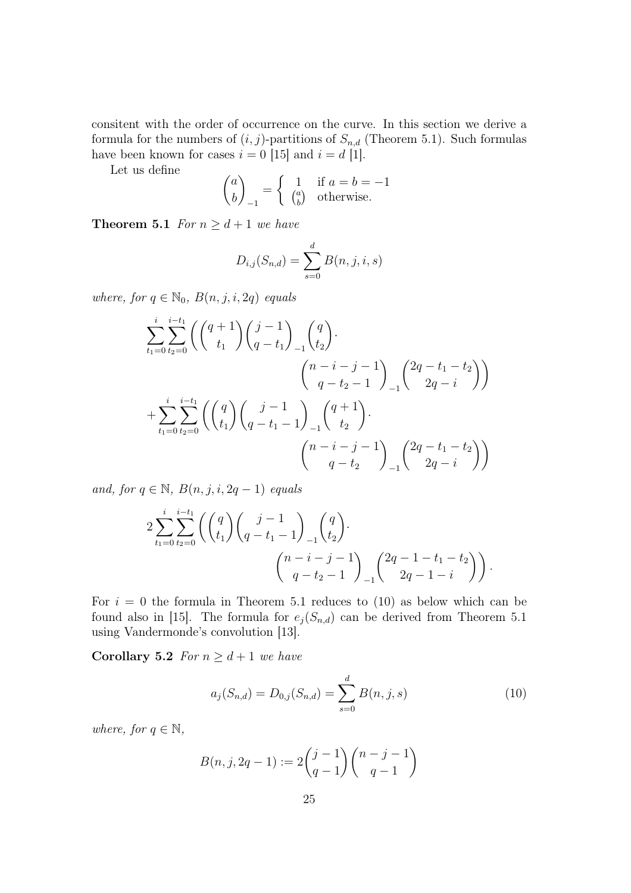consitent with the order of occurrence on the curve. In this section we derive a formula for the numbers of $(i,j)$-partitions of $S_{n,d}$ (Theorem 5.1). Such formulas have been known for cases $i=0$ [15] and $i=d$ [1].

Let us define

$$\binom{a}{b}_{-1} = \begin{cases} 1 & \text{if } a=b=-1 \\ \binom{a}{b} & \text{otherwise.} \end{cases}$$

**Theorem 5.1** *For $n \geq d+1$ we have*

$$D_{i,j}(S_{n,d}) = \sum_{s=0}^{d} B(n,j,i,s)$$

*where, for $q \in \mathbb{N}_0$, $B(n,j,i,2q)$ equals*

$$\sum_{t_1=0}^{i}\sum_{t_2=0}^{i-t_1}\Bigg(\binom{q+1}{t_1}\binom{j-1}{q-t_1}_{-1}\binom{q}{t_2}\cdot \binom{n-i-j-1}{q-t_2-1}_{-1}\binom{2q-t_1-t_2}{2q-i}\Bigg)$$

$$+\sum_{t_1=0}^{i}\sum_{t_2=0}^{i-t_1}\Bigg(\binom{q}{t_1}\binom{j-1}{q-t_1-1}_{-1}\binom{q+1}{t_2}\cdot \binom{n-i-j-1}{q-t_2}_{-1}\binom{2q-t_1-t_2}{2q-i}\Bigg)$$

*and, for $q \in \mathbb{N}$, $B(n,j,i,2q-1)$ equals*

$$2\sum_{t_1=0}^{i}\sum_{t_2=0}^{i-t_1}\Bigg(\binom{q}{t_1}\binom{j-1}{q-t_1-1}_{-1}\binom{q}{t_2}\cdot \binom{n-i-j-1}{q-t_2-1}_{-1}\binom{2q-1-t_1-t_2}{2q-1-i}\Bigg).$$

For $i=0$ the formula in Theorem 5.1 reduces to (10) as below which can be found also in [15]. The formula for $e_j(S_{n,d})$ can be derived from Theorem 5.1 using Vandermonde's convolution [13].

**Corollary 5.2** *For $n \geq d+1$ we have*

$$a_j(S_{n,d}) = D_{0,j}(S_{n,d}) = \sum_{s=0}^{d} B(n,j,s) \tag{10}$$

*where, for $q \in \mathbb{N}$,*

$$B(n,j,2q-1) := 2\binom{j-1}{q-1}\binom{n-j-1}{q-1}$$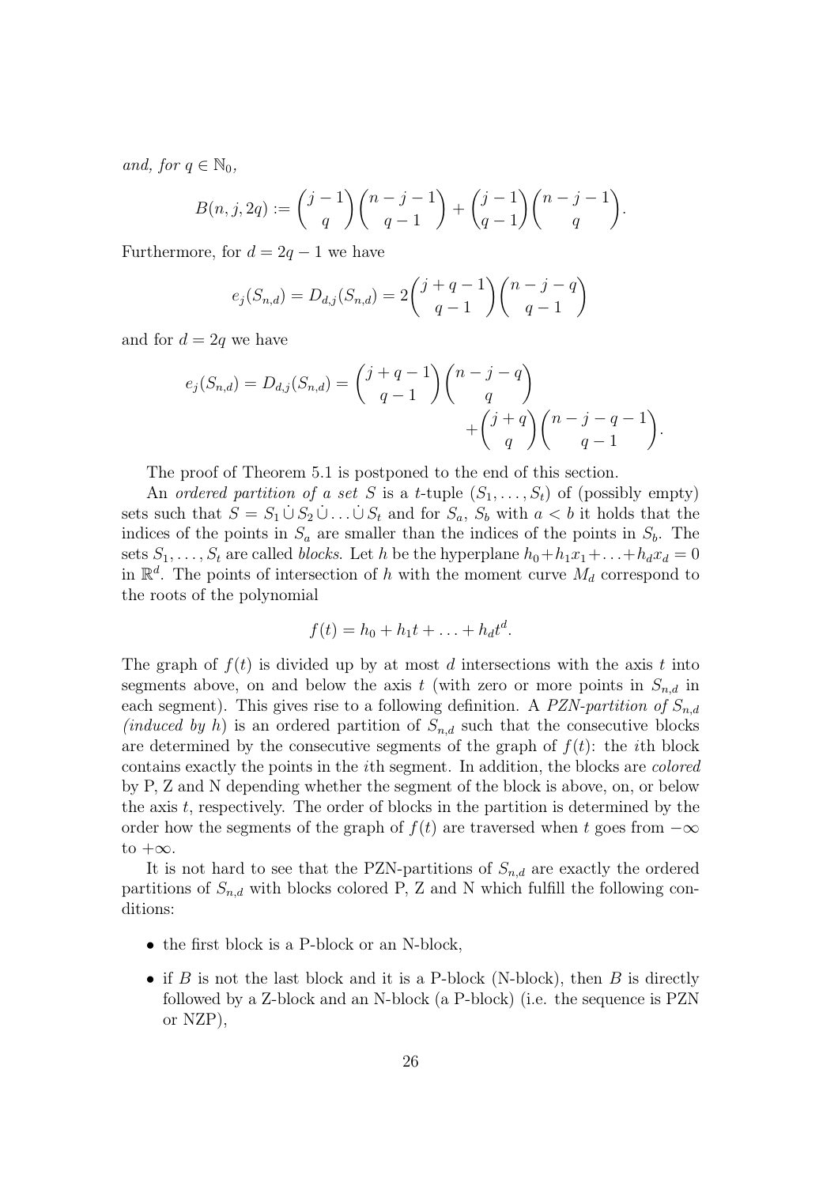*and, for* $q \in \mathbb{N}_0$,

$$B(n, j, 2q) := \binom{j-1}{q}\binom{n-j-1}{q-1} + \binom{j-1}{q-1}\binom{n-j-1}{q}.$$

Furthermore, for $d = 2q - 1$ we have

$$e_j(S_{n,d}) = D_{d,j}(S_{n,d}) = 2\binom{j+q-1}{q-1}\binom{n-j-q}{q-1}$$

and for $d = 2q$ we have

$$e_j(S_{n,d}) = D_{d,j}(S_{n,d}) = \binom{j+q-1}{q-1}\binom{n-j-q}{q} + \binom{j+q}{q}\binom{n-j-q-1}{q-1}.$$

The proof of Theorem 5.1 is postponed to the end of this section.

An *ordered partition of a set* $S$ is a $t$-tuple $(S_1, \ldots, S_t)$ of (possibly empty) sets such that $S = S_1 \dot\cup S_2 \dot\cup \ldots \dot\cup S_t$ and for $S_a$, $S_b$ with $a < b$ it holds that the indices of the points in $S_a$ are smaller than the indices of the points in $S_b$. The sets $S_1, \ldots, S_t$ are called *blocks*. Let $h$ be the hyperplane $h_0 + h_1 x_1 + \ldots + h_d x_d = 0$ in $\mathbb{R}^d$. The points of intersection of $h$ with the moment curve $M_d$ correspond to the roots of the polynomial

$$f(t) = h_0 + h_1 t + \ldots + h_d t^d.$$

The graph of $f(t)$ is divided up by at most $d$ intersections with the axis $t$ into segments above, on and below the axis $t$ (with zero or more points in $S_{n,d}$ in each segment). This gives rise to a following definition. A *PZN-partition of* $S_{n,d}$ *(induced by* $h$*)* is an ordered partition of $S_{n,d}$ such that the consecutive blocks are determined by the consecutive segments of the graph of $f(t)$: the $i$th block contains exactly the points in the $i$th segment. In addition, the blocks are *colored* by P, Z and N depending whether the segment of the block is above, on, or below the axis $t$, respectively. The order of blocks in the partition is determined by the order how the segments of the graph of $f(t)$ are traversed when $t$ goes from $-\infty$ to $+\infty$.

It is not hard to see that the PZN-partitions of $S_{n,d}$ are exactly the ordered partitions of $S_{n,d}$ with blocks colored P, Z and N which fulfill the following conditions:

- the first block is a P-block or an N-block,
- if $B$ is not the last block and it is a P-block (N-block), then $B$ is directly followed by a Z-block and an N-block (a P-block) (i.e. the sequence is PZN or NZP),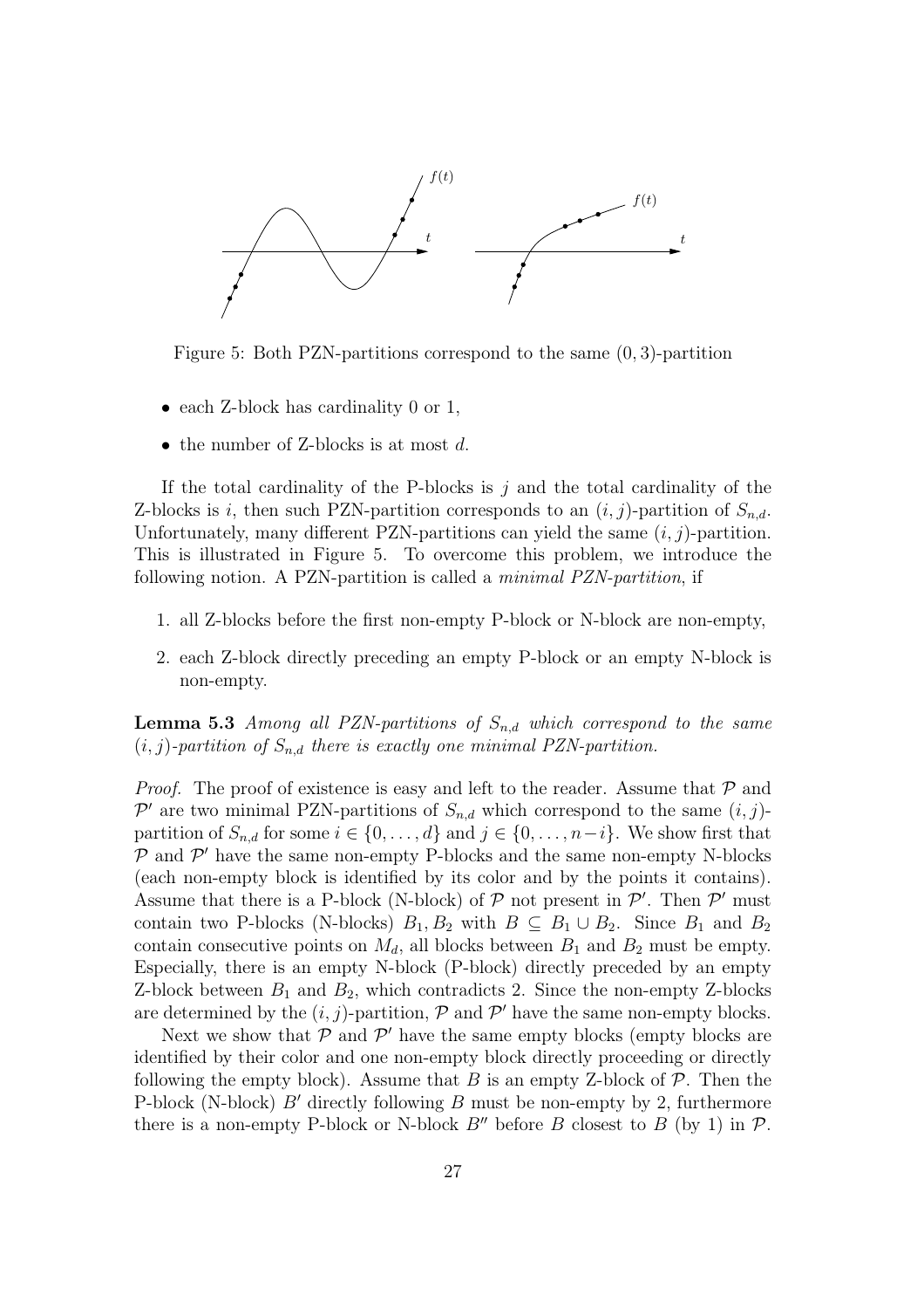Figure 5: Both PZN-partitions correspond to the same $(0, 3)$-partition

- each Z-block has cardinality 0 or 1,
- the number of Z-blocks is at most $d$.

If the total cardinality of the P-blocks is $j$ and the total cardinality of the Z-blocks is $i$, then such PZN-partition corresponds to an $(i, j)$-partition of $S_{n,d}$. Unfortunately, many different PZN-partitions can yield the same $(i, j)$-partition. This is illustrated in Figure 5. To overcome this problem, we introduce the following notion. A PZN-partition is called a *minimal PZN-partition*, if

1. all Z-blocks before the first non-empty P-block or N-block are non-empty,
2. each Z-block directly preceding an empty P-block or an empty N-block is non-empty.

**Lemma 5.3** *Among all PZN-partitions of $S_{n,d}$ which correspond to the same $(i, j)$-partition of $S_{n,d}$ there is exactly one minimal PZN-partition.*

*Proof.* The proof of existence is easy and left to the reader. Assume that $\mathcal{P}$ and $\mathcal{P}'$ are two minimal PZN-partitions of $S_{n,d}$ which correspond to the same $(i, j)$-partition of $S_{n,d}$ for some $i \in \{0, \dots, d\}$ and $j \in \{0, \dots, n-i\}$. We show first that $\mathcal{P}$ and $\mathcal{P}'$ have the same non-empty P-blocks and the same non-empty N-blocks (each non-empty block is identified by its color and by the points it contains). Assume that there is a P-block (N-block) of $\mathcal{P}$ not present in $\mathcal{P}'$. Then $\mathcal{P}'$ must contain two P-blocks (N-blocks) $B_1, B_2$ with $B \subseteq B_1 \cup B_2$. Since $B_1$ and $B_2$ contain consecutive points on $M_d$, all blocks between $B_1$ and $B_2$ must be empty. Especially, there is an empty N-block (P-block) directly preceded by an empty Z-block between $B_1$ and $B_2$, which contradicts 2. Since the non-empty Z-blocks are determined by the $(i, j)$-partition, $\mathcal{P}$ and $\mathcal{P}'$ have the same non-empty blocks.

Next we show that $\mathcal{P}$ and $\mathcal{P}'$ have the same empty blocks (empty blocks are identified by their color and one non-empty block directly proceeding or directly following the empty block). Assume that $B$ is an empty Z-block of $\mathcal{P}$. Then the P-block (N-block) $B'$ directly following $B$ must be non-empty by 2, furthermore there is a non-empty P-block or N-block $B''$ before $B$ closest to $B$ (by 1) in $\mathcal{P}$.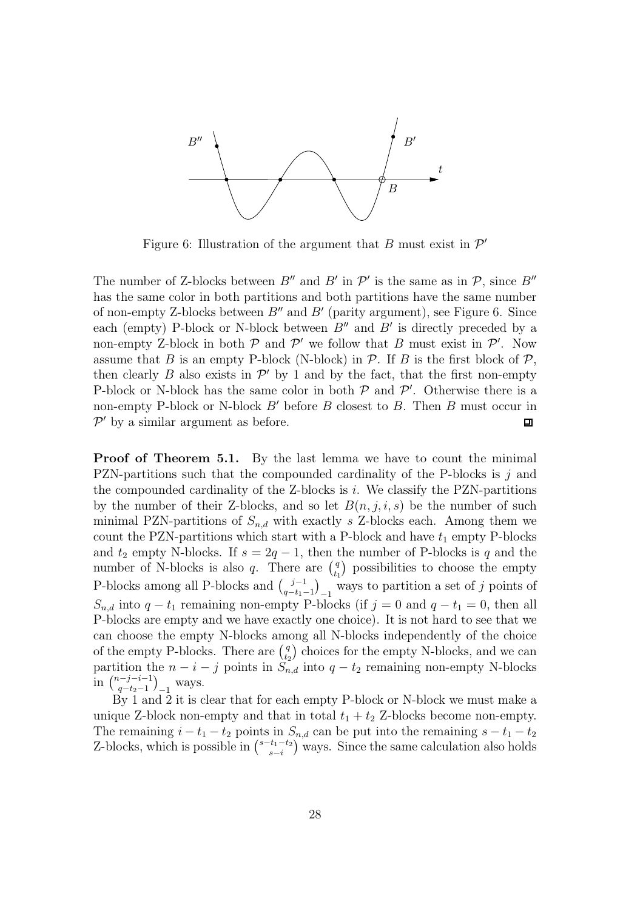Figure 6: Illustration of the argument that $B$ must exist in $\mathcal{P}'$

The number of Z-blocks between $B''$ and $B'$ in $\mathcal{P}'$ is the same as in $\mathcal{P}$, since $B''$ has the same color in both partitions and both partitions have the same number of non-empty Z-blocks between $B''$ and $B'$ (parity argument), see Figure 6. Since each (empty) P-block or N-block between $B''$ and $B'$ is directly preceded by a non-empty Z-block in both $\mathcal{P}$ and $\mathcal{P}'$ we follow that $B$ must exist in $\mathcal{P}'$. Now assume that $B$ is an empty P-block (N-block) in $\mathcal{P}$. If $B$ is the first block of $\mathcal{P}$, then clearly $B$ also exists in $\mathcal{P}'$ by 1 and by the fact, that the first non-empty P-block or N-block has the same color in both $\mathcal{P}$ and $\mathcal{P}'$. Otherwise there is a non-empty P-block or N-block $B'$ before $B$ closest to $B$. Then $B$ must occur in $\mathcal{P}'$ by a similar argument as before. ◻

**Proof of Theorem 5.1.** By the last lemma we have to count the minimal PZN-partitions such that the compounded cardinality of the P-blocks is $j$ and the compounded cardinality of the Z-blocks is $i$. We classify the PZN-partitions by the number of their Z-blocks, and so let $B(n, j, i, s)$ be the number of such minimal PZN-partitions of $S_{n,d}$ with exactly $s$ Z-blocks each. Among them we count the PZN-partitions which start with a P-block and have $t_1$ empty P-blocks and $t_2$ empty N-blocks. If $s = 2q - 1$, then the number of P-blocks is $q$ and the number of N-blocks is also $q$. There are $\binom{q}{t_1}$ possibilities to choose the empty P-blocks among all P-blocks and $\binom{j-1}{q-t_1-1}_{-1}$ ways to partition a set of $j$ points of $S_{n,d}$ into $q - t_1$ remaining non-empty P-blocks (if $j = 0$ and $q - t_1 = 0$, then all P-blocks are empty and we have exactly one choice). It is not hard to see that we can choose the empty N-blocks among all N-blocks independently of the choice of the empty P-blocks. There are $\binom{q}{t_2}$ choices for the empty N-blocks, and we can partition the $n - i - j$ points in $S_{n,d}$ into $q - t_2$ remaining non-empty N-blocks in $\binom{n-j-i-1}{q-t_2-1}_{-1}$ ways.

By 1 and 2 it is clear that for each empty P-block or N-block we must make a unique Z-block non-empty and that in total $t_1 + t_2$ Z-blocks become non-empty. The remaining $i - t_1 - t_2$ points in $S_{n,d}$ can be put into the remaining $s - t_1 - t_2$ Z-blocks, which is possible in $\binom{s-t_1-t_2}{s-i}$ ways. Since the same calculation also holds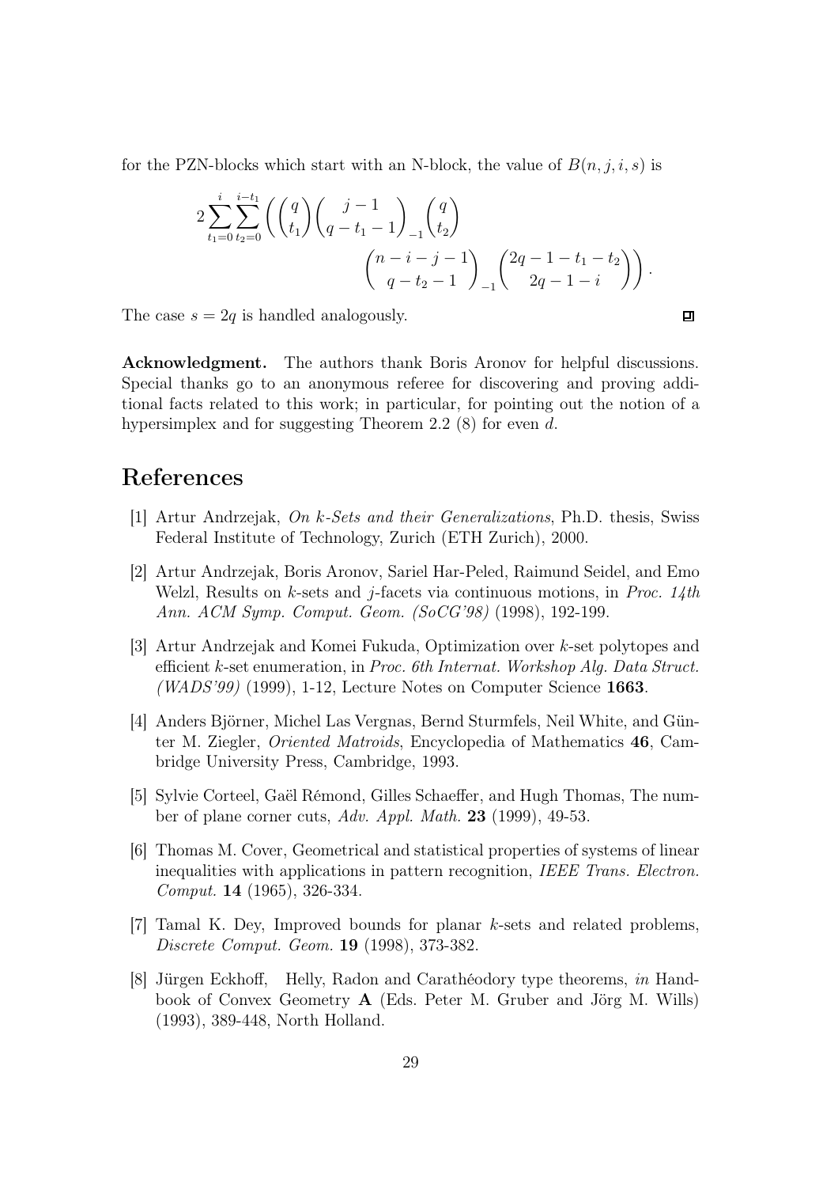for the PZN-blocks which start with an N-block, the value of $B(n, j, i, s)$ is

$$2 \sum_{t_1=0}^{i} \sum_{t_2=0}^{i-t_1} \left( \binom{q}{t_1} \binom{j-1}{q-t_1-1}_{-1} \binom{q}{t_2} \binom{n-i-j-1}{q-t_2-1}_{-1} \binom{2q-1-t_1-t_2}{2q-1-i} \right).$$

The case $s = 2q$ is handled analogously. ◻

**Acknowledgment.** The authors thank Boris Aronov for helpful discussions. Special thanks go to an anonymous referee for discovering and proving additional facts related to this work; in particular, for pointing out the notion of a hypersimplex and for suggesting Theorem 2.2 (8) for even $d$.

# References

[1] Artur Andrzejak, *On k-Sets and their Generalizations*, Ph.D. thesis, Swiss Federal Institute of Technology, Zurich (ETH Zurich), 2000.

[2] Artur Andrzejak, Boris Aronov, Sariel Har-Peled, Raimund Seidel, and Emo Welzl, Results on $k$-sets and $j$-facets via continuous motions, in *Proc. 14th Ann. ACM Symp. Comput. Geom. (SoCG'98)* (1998), 192-199.

[3] Artur Andrzejak and Komei Fukuda, Optimization over $k$-set polytopes and efficient $k$-set enumeration, in *Proc. 6th Internat. Workshop Alg. Data Struct. (WADS'99)* (1999), 1-12, Lecture Notes on Computer Science **1663**.

[4] Anders Björner, Michel Las Vergnas, Bernd Sturmfels, Neil White, and Günter M. Ziegler, *Oriented Matroids*, Encyclopedia of Mathematics **46**, Cambridge University Press, Cambridge, 1993.

[5] Sylvie Corteel, Gaël Rémond, Gilles Schaeffer, and Hugh Thomas, The number of plane corner cuts, *Adv. Appl. Math.* **23** (1999), 49-53.

[6] Thomas M. Cover, Geometrical and statistical properties of systems of linear inequalities with applications in pattern recognition, *IEEE Trans. Electron. Comput.* **14** (1965), 326-334.

[7] Tamal K. Dey, Improved bounds for planar $k$-sets and related problems, *Discrete Comput. Geom.* **19** (1998), 373-382.

[8] Jürgen Eckhoff, Helly, Radon and Carathéodory type theorems, *in* Handbook of Convex Geometry **A** (Eds. Peter M. Gruber and Jörg M. Wills) (1993), 389-448, North Holland.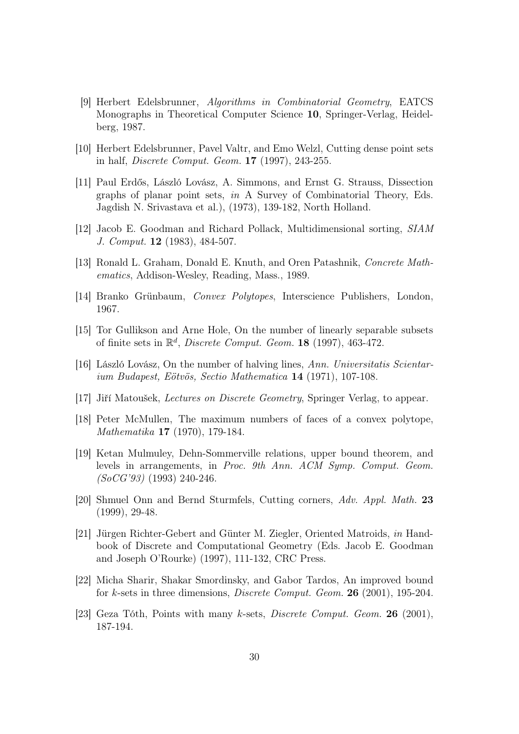[9] Herbert Edelsbrunner, *Algorithms in Combinatorial Geometry*, EATCS Monographs in Theoretical Computer Science **10**, Springer-Verlag, Heidelberg, 1987.

[10] Herbert Edelsbrunner, Pavel Valtr, and Emo Welzl, Cutting dense point sets in half, *Discrete Comput. Geom.* **17** (1997), 243-255.

[11] Paul Erdős, László Lovász, A. Simmons, and Ernst G. Strauss, Dissection graphs of planar point sets, *in* A Survey of Combinatorial Theory, Eds. Jagdish N. Srivastava et al.), (1973), 139-182, North Holland.

[12] Jacob E. Goodman and Richard Pollack, Multidimensional sorting, *SIAM J. Comput.* **12** (1983), 484-507.

[13] Ronald L. Graham, Donald E. Knuth, and Oren Patashnik, *Concrete Mathematics*, Addison-Wesley, Reading, Mass., 1989.

[14] Branko Grünbaum, *Convex Polytopes*, Interscience Publishers, London, 1967.

[15] Tor Gullikson and Arne Hole, On the number of linearly separable subsets of finite sets in $\mathbb{R}^d$, *Discrete Comput. Geom.* **18** (1997), 463-472.

[16] László Lovász, On the number of halving lines, *Ann. Universitatis Scientarium Budapest, Eötvös, Sectio Mathematica* **14** (1971), 107-108.

[17] Jiří Matoušek, *Lectures on Discrete Geometry*, Springer Verlag, to appear.

[18] Peter McMullen, The maximum numbers of faces of a convex polytope, *Mathematika* **17** (1970), 179-184.

[19] Ketan Mulmuley, Dehn-Sommerville relations, upper bound theorem, and levels in arrangements, in *Proc. 9th Ann. ACM Symp. Comput. Geom. (SoCG'93)* (1993) 240-246.

[20] Shmuel Onn and Bernd Sturmfels, Cutting corners, *Adv. Appl. Math.* **23** (1999), 29-48.

[21] Jürgen Richter-Gebert and Günter M. Ziegler, Oriented Matroids, *in* Handbook of Discrete and Computational Geometry (Eds. Jacob E. Goodman and Joseph O'Rourke) (1997), 111-132, CRC Press.

[22] Micha Sharir, Shakar Smordinsky, and Gabor Tardos, An improved bound for $k$-sets in three dimensions, *Discrete Comput. Geom.* **26** (2001), 195-204.

[23] Geza Tóth, Points with many $k$-sets, *Discrete Comput. Geom.* **26** (2001), 187-194.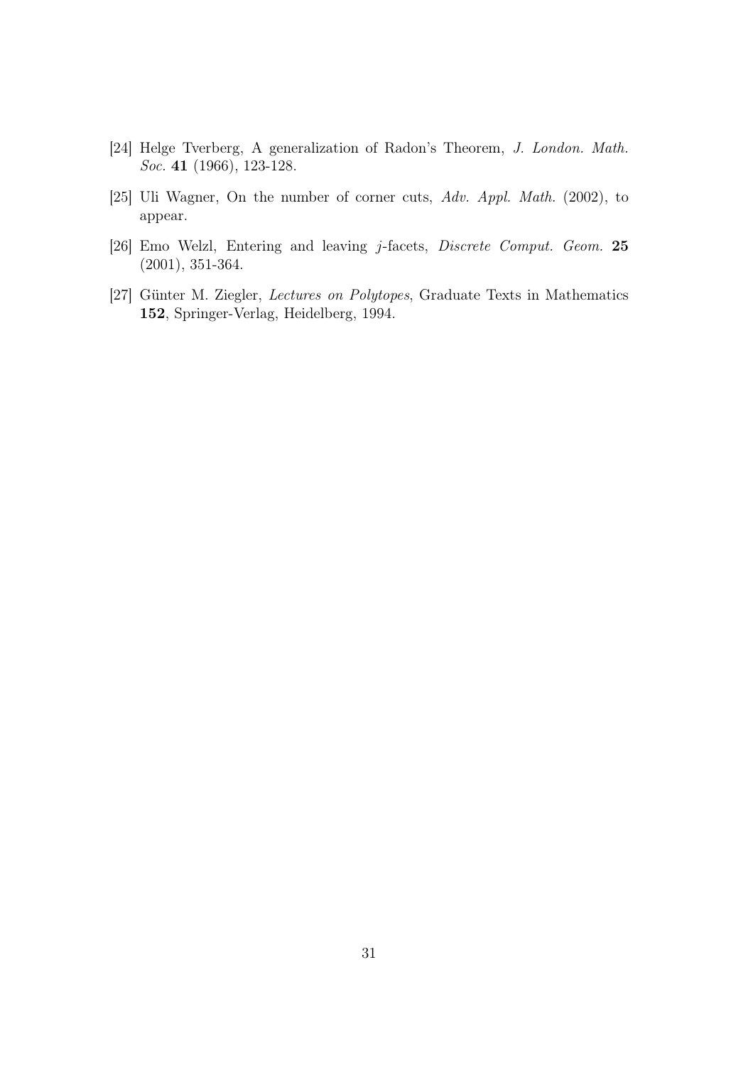[24] Helge Tverberg, A generalization of Radon's Theorem, *J. London. Math. Soc.* **41** (1966), 123-128.

[25] Uli Wagner, On the number of corner cuts, *Adv. Appl. Math.* (2002), to appear.

[26] Emo Welzl, Entering and leaving $j$-facets, *Discrete Comput. Geom.* **25** (2001), 351-364.

[27] Günter M. Ziegler, *Lectures on Polytopes*, Graduate Texts in Mathematics **152**, Springer-Verlag, Heidelberg, 1994.